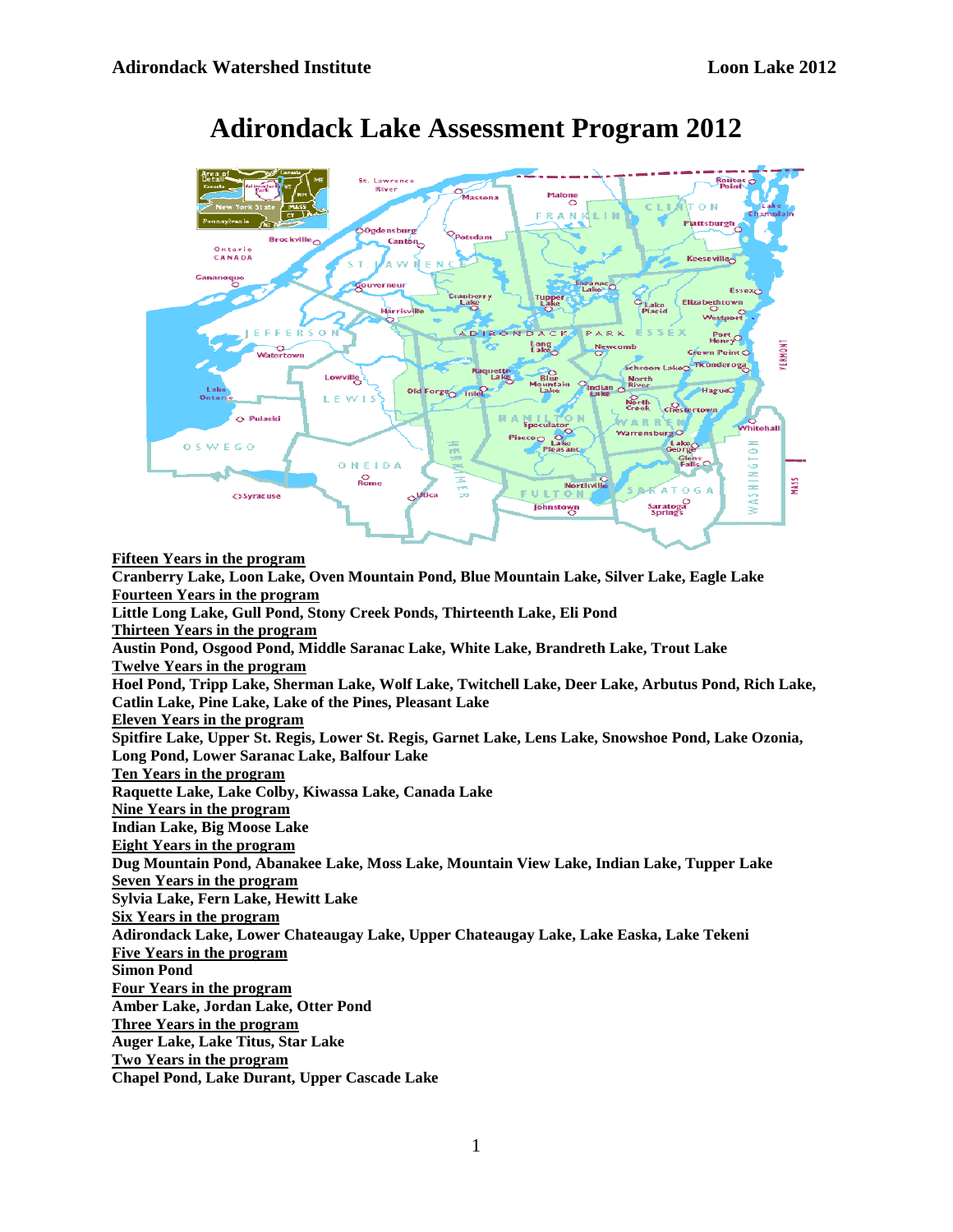# Adirondack Lake Assessment Program 2012

<u>**Fifteen Years in the program**</u>
**Cranberry Lake, Loon Lake, Oven Mountain Pond, Blue Mountain Lake, Silver Lake, Eagle Lake**

<u>**Fourteen Years in the program**</u>
**Little Long Lake, Gull Pond, Stony Creek Ponds, Thirteenth Lake, Eli Pond**

<u>**Thirteen Years in the program**</u>
**Austin Pond, Osgood Pond, Middle Saranac Lake, White Lake, Brandreth Lake, Trout Lake**

<u>**Twelve Years in the program**</u>
**Hoel Pond, Tripp Lake, Sherman Lake, Wolf Lake, Twitchell Lake, Deer Lake, Arbutus Pond, Rich Lake, Catlin Lake, Pine Lake, Lake of the Pines, Pleasant Lake**

<u>**Eleven Years in the program**</u>
**Spitfire Lake, Upper St. Regis, Lower St. Regis, Garnet Lake, Lens Lake, Snowshoe Pond, Lake Ozonia, Long Pond, Lower Saranac Lake, Balfour Lake**

<u>**Ten Years in the program**</u>
**Raquette Lake, Lake Colby, Kiwassa Lake, Canada Lake**

<u>**Nine Years in the program**</u>
**Indian Lake, Big Moose Lake**

<u>**Eight Years in the program**</u>
**Dug Mountain Pond, Abanakee Lake, Moss Lake, Mountain View Lake, Indian Lake, Tupper Lake**

<u>**Seven Years in the program**</u>
**Sylvia Lake, Fern Lake, Hewitt Lake**

<u>**Six Years in the program**</u>
**Adirondack Lake, Lower Chateaugay Lake, Upper Chateaugay Lake, Lake Easka, Lake Tekeni**

<u>**Five Years in the program**</u>
**Simon Pond**

<u>**Four Years in the program**</u>
**Amber Lake, Jordan Lake, Otter Pond**

<u>**Three Years in the program**</u>
**Auger Lake, Lake Titus, Star Lake**

<u>**Two Years in the program**</u>
**Chapel Pond, Lake Durant, Upper Cascade Lake**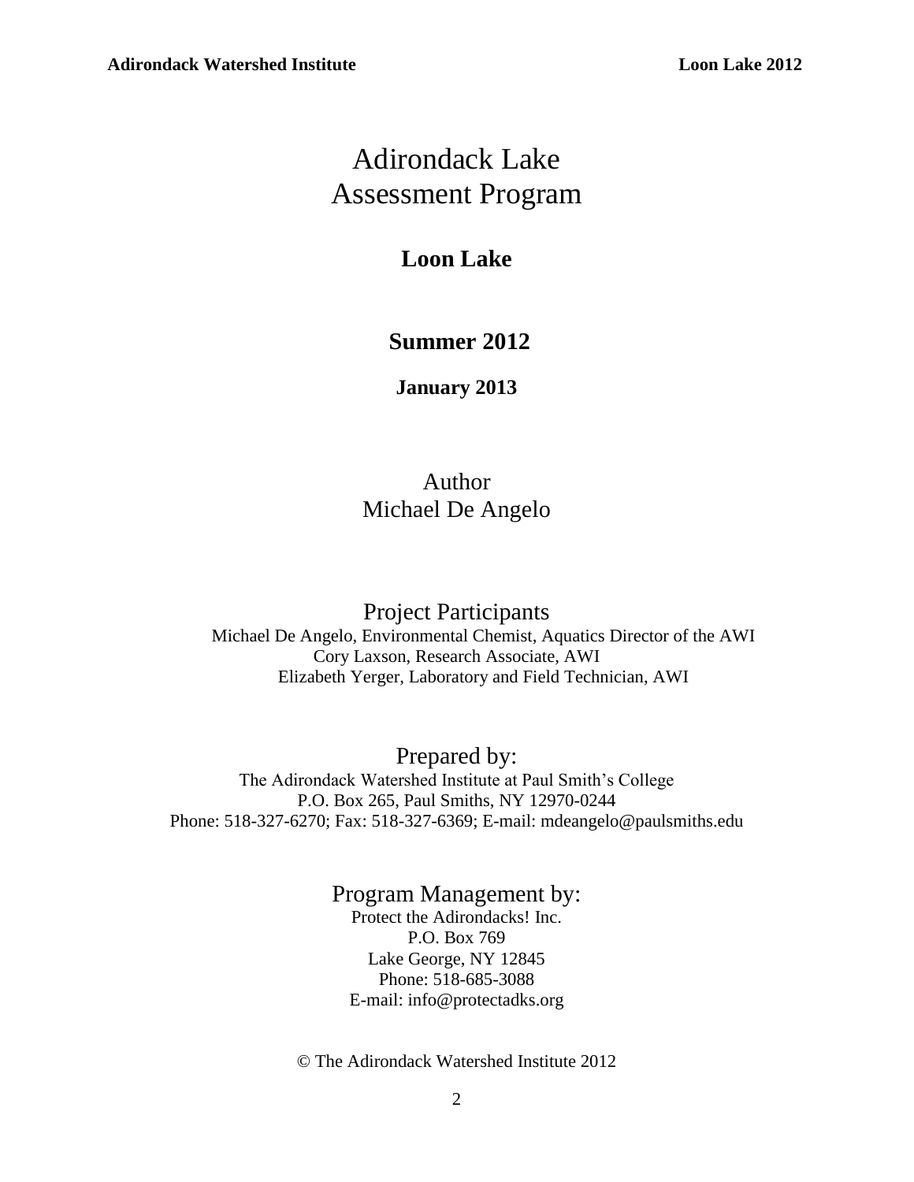# Adirondack Lake Assessment Program

## Loon Lake

## Summer 2012

**January 2013**

Author

Michael De Angelo

Project Participants

Michael De Angelo, Environmental Chemist, Aquatics Director of the AWI

Cory Laxson, Research Associate, AWI

Elizabeth Yerger, Laboratory and Field Technician, AWI

Prepared by:

The Adirondack Watershed Institute at Paul Smith's College

P.O. Box 265, Paul Smiths, NY 12970-0244

Phone: 518-327-6270; Fax: 518-327-6369; E-mail: mdeangelo@paulsmiths.edu

Program Management by:

Protect the Adirondacks! Inc.

P.O. Box 769

Lake George, NY 12845

Phone: 518-685-3088

E-mail: info@protectadks.org

© The Adirondack Watershed Institute 2012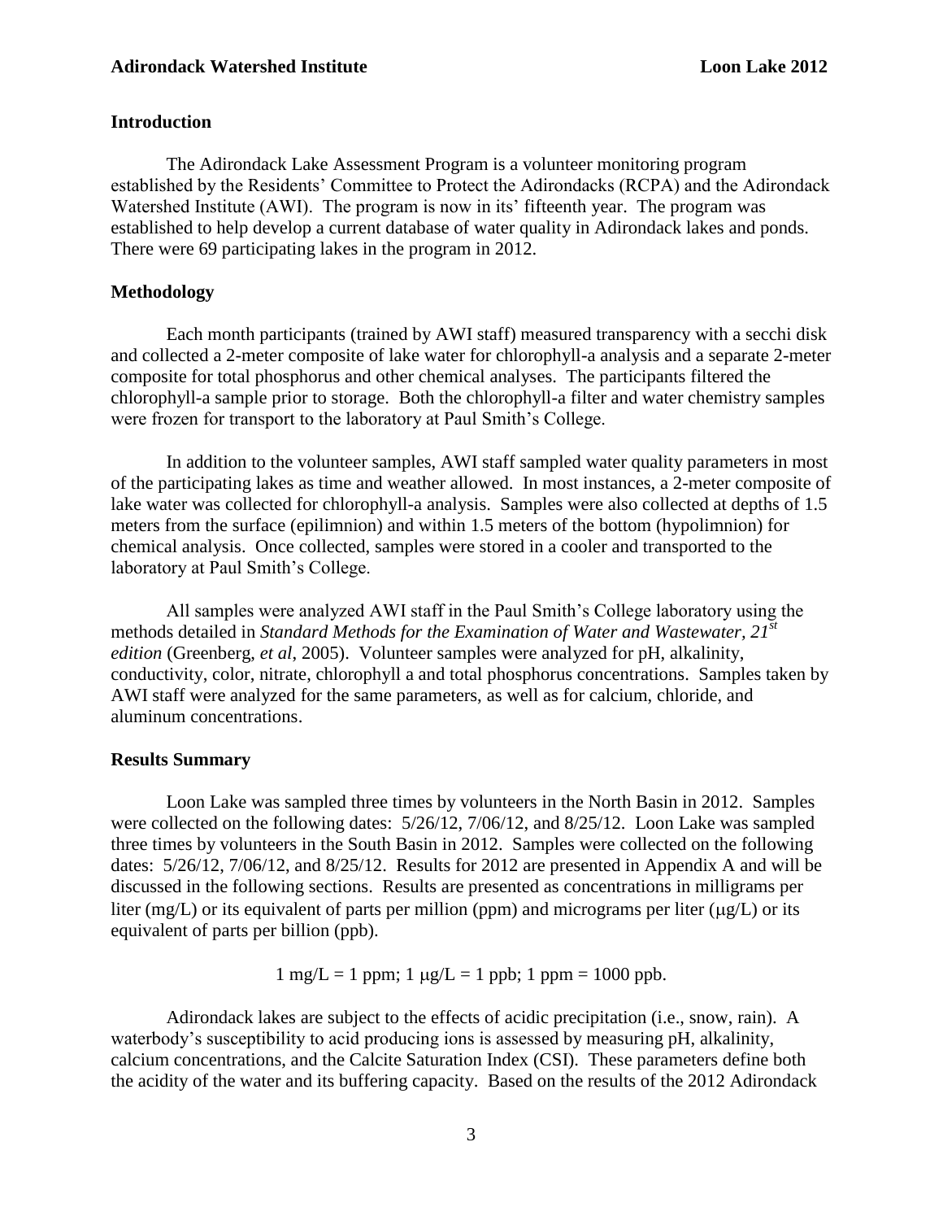## Introduction

The Adirondack Lake Assessment Program is a volunteer monitoring program established by the Residents' Committee to Protect the Adirondacks (RCPA) and the Adirondack Watershed Institute (AWI). The program is now in its' fifteenth year. The program was established to help develop a current database of water quality in Adirondack lakes and ponds. There were 69 participating lakes in the program in 2012.

## Methodology

Each month participants (trained by AWI staff) measured transparency with a secchi disk and collected a 2-meter composite of lake water for chlorophyll-a analysis and a separate 2-meter composite for total phosphorus and other chemical analyses. The participants filtered the chlorophyll-a sample prior to storage. Both the chlorophyll-a filter and water chemistry samples were frozen for transport to the laboratory at Paul Smith's College.

In addition to the volunteer samples, AWI staff sampled water quality parameters in most of the participating lakes as time and weather allowed. In most instances, a 2-meter composite of lake water was collected for chlorophyll-a analysis. Samples were also collected at depths of 1.5 meters from the surface (epilimnion) and within 1.5 meters of the bottom (hypolimnion) for chemical analysis. Once collected, samples were stored in a cooler and transported to the laboratory at Paul Smith's College.

All samples were analyzed AWI staff in the Paul Smith's College laboratory using the methods detailed in *Standard Methods for the Examination of Water and Wastewater, 21st edition* (Greenberg, *et al*, 2005). Volunteer samples were analyzed for pH, alkalinity, conductivity, color, nitrate, chlorophyll a and total phosphorus concentrations. Samples taken by AWI staff were analyzed for the same parameters, as well as for calcium, chloride, and aluminum concentrations.

## Results Summary

Loon Lake was sampled three times by volunteers in the North Basin in 2012. Samples were collected on the following dates: 5/26/12, 7/06/12, and 8/25/12. Loon Lake was sampled three times by volunteers in the South Basin in 2012. Samples were collected on the following dates: 5/26/12, 7/06/12, and 8/25/12. Results for 2012 are presented in Appendix A and will be discussed in the following sections. Results are presented as concentrations in milligrams per liter (mg/L) or its equivalent of parts per million (ppm) and micrograms per liter (μg/L) or its equivalent of parts per billion (ppb).

$$1 \text{ mg/L} = 1 \text{ ppm}; \; 1 \text{ }\mu\text{g/L} = 1 \text{ ppb}; \; 1 \text{ ppm} = 1000 \text{ ppb}.$$

Adirondack lakes are subject to the effects of acidic precipitation (i.e., snow, rain). A waterbody's susceptibility to acid producing ions is assessed by measuring pH, alkalinity, calcium concentrations, and the Calcite Saturation Index (CSI). These parameters define both the acidity of the water and its buffering capacity. Based on the results of the 2012 Adirondack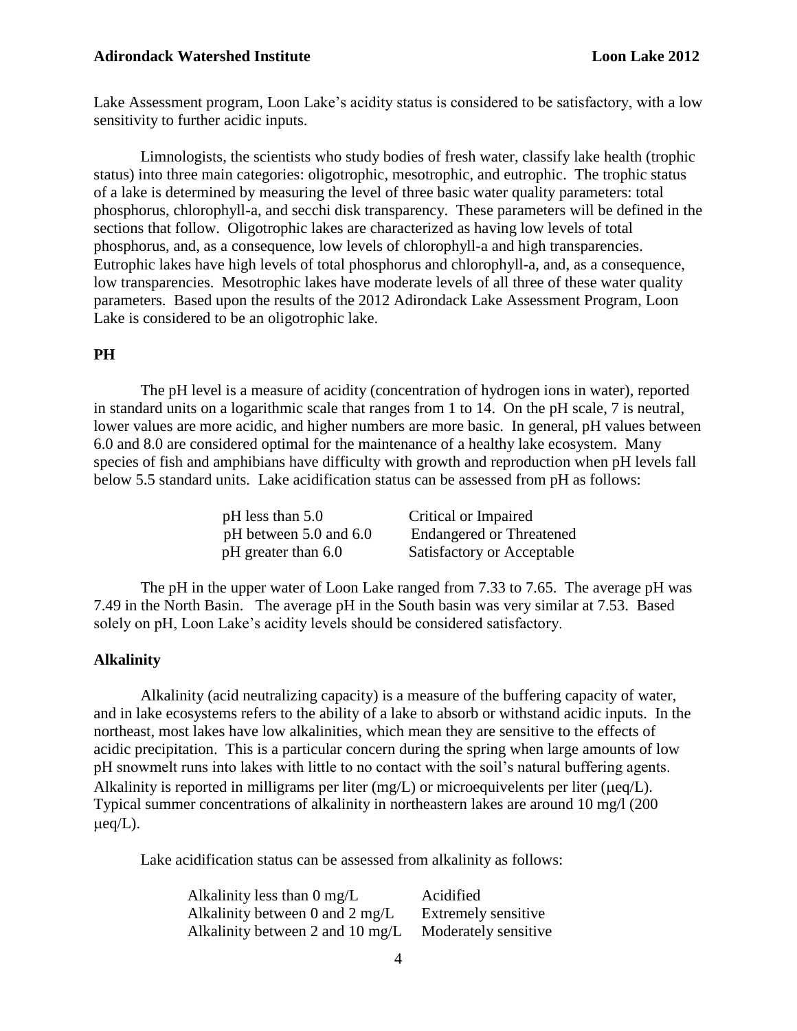Lake Assessment program, Loon Lake's acidity status is considered to be satisfactory, with a low sensitivity to further acidic inputs.

Limnologists, the scientists who study bodies of fresh water, classify lake health (trophic status) into three main categories: oligotrophic, mesotrophic, and eutrophic. The trophic status of a lake is determined by measuring the level of three basic water quality parameters: total phosphorus, chlorophyll-a, and secchi disk transparency. These parameters will be defined in the sections that follow. Oligotrophic lakes are characterized as having low levels of total phosphorus, and, as a consequence, low levels of chlorophyll-a and high transparencies. Eutrophic lakes have high levels of total phosphorus and chlorophyll-a, and, as a consequence, low transparencies. Mesotrophic lakes have moderate levels of all three of these water quality parameters. Based upon the results of the 2012 Adirondack Lake Assessment Program, Loon Lake is considered to be an oligotrophic lake.

## PH

The pH level is a measure of acidity (concentration of hydrogen ions in water), reported in standard units on a logarithmic scale that ranges from 1 to 14. On the pH scale, 7 is neutral, lower values are more acidic, and higher numbers are more basic. In general, pH values between 6.0 and 8.0 are considered optimal for the maintenance of a healthy lake ecosystem. Many species of fish and amphibians have difficulty with growth and reproduction when pH levels fall below 5.5 standard units. Lake acidification status can be assessed from pH as follows:

| | |
|---|---|
| pH less than 5.0 | Critical or Impaired |
| pH between 5.0 and 6.0 | Endangered or Threatened |
| pH greater than 6.0 | Satisfactory or Acceptable |

The pH in the upper water of Loon Lake ranged from 7.33 to 7.65. The average pH was 7.49 in the North Basin. The average pH in the South basin was very similar at 7.53. Based solely on pH, Loon Lake's acidity levels should be considered satisfactory.

## Alkalinity

Alkalinity (acid neutralizing capacity) is a measure of the buffering capacity of water, and in lake ecosystems refers to the ability of a lake to absorb or withstand acidic inputs. In the northeast, most lakes have low alkalinities, which mean they are sensitive to the effects of acidic precipitation. This is a particular concern during the spring when large amounts of low pH snowmelt runs into lakes with little to no contact with the soil's natural buffering agents. Alkalinity is reported in milligrams per liter (mg/L) or microequivelents per liter (μeq/L). Typical summer concentrations of alkalinity in northeastern lakes are around 10 mg/l (200 μeq/L).

Lake acidification status can be assessed from alkalinity as follows:

| | |
|---|---|
| Alkalinity less than 0 mg/L | Acidified |
| Alkalinity between 0 and 2 mg/L | Extremely sensitive |
| Alkalinity between 2 and 10 mg/L | Moderately sensitive |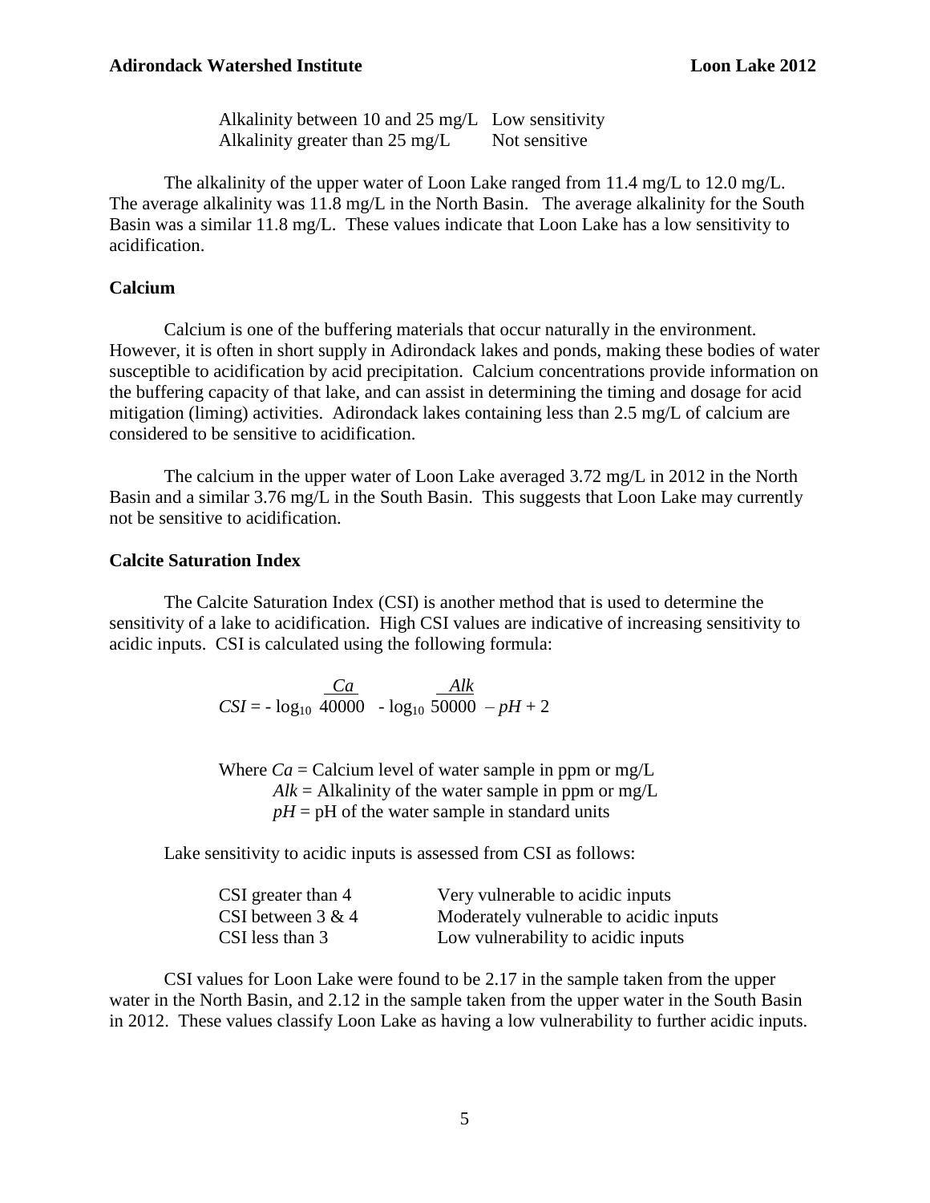| | |
|---|---|
| Alkalinity between 10 and 25 mg/L | Low sensitivity |
| Alkalinity greater than 25 mg/L | Not sensitive |

The alkalinity of the upper water of Loon Lake ranged from 11.4 mg/L to 12.0 mg/L. The average alkalinity was 11.8 mg/L in the North Basin. The average alkalinity for the South Basin was a similar 11.8 mg/L. These values indicate that Loon Lake has a low sensitivity to acidification.

### Calcium

Calcium is one of the buffering materials that occur naturally in the environment. However, it is often in short supply in Adirondack lakes and ponds, making these bodies of water susceptible to acidification by acid precipitation. Calcium concentrations provide information on the buffering capacity of that lake, and can assist in determining the timing and dosage for acid mitigation (liming) activities. Adirondack lakes containing less than 2.5 mg/L of calcium are considered to be sensitive to acidification.

The calcium in the upper water of Loon Lake averaged 3.72 mg/L in 2012 in the North Basin and a similar 3.76 mg/L in the South Basin. This suggests that Loon Lake may currently not be sensitive to acidification.

### Calcite Saturation Index

The Calcite Saturation Index (CSI) is another method that is used to determine the sensitivity of a lake to acidification. High CSI values are indicative of increasing sensitivity to acidic inputs. CSI is calculated using the following formula:

$$CSI = -\log_{10}\frac{Ca}{40000} - \log_{10}\frac{Alk}{50000} - pH + 2$$

Where $Ca$ = Calcium level of water sample in ppm or mg/L
$Alk$ = Alkalinity of the water sample in ppm or mg/L
$pH$ = pH of the water sample in standard units

Lake sensitivity to acidic inputs is assessed from CSI as follows:

| | |
|---|---|
| CSI greater than 4 | Very vulnerable to acidic inputs |
| CSI between 3 & 4 | Moderately vulnerable to acidic inputs |
| CSI less than 3 | Low vulnerability to acidic inputs |

CSI values for Loon Lake were found to be 2.17 in the sample taken from the upper water in the North Basin, and 2.12 in the sample taken from the upper water in the South Basin in 2012. These values classify Loon Lake as having a low vulnerability to further acidic inputs.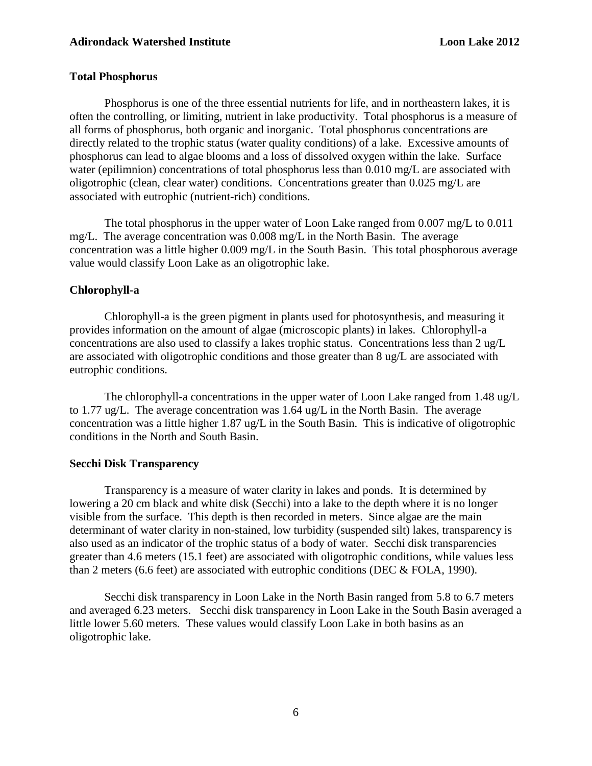## Total Phosphorus

Phosphorus is one of the three essential nutrients for life, and in northeastern lakes, it is often the controlling, or limiting, nutrient in lake productivity. Total phosphorus is a measure of all forms of phosphorus, both organic and inorganic. Total phosphorus concentrations are directly related to the trophic status (water quality conditions) of a lake. Excessive amounts of phosphorus can lead to algae blooms and a loss of dissolved oxygen within the lake. Surface water (epilimnion) concentrations of total phosphorus less than 0.010 mg/L are associated with oligotrophic (clean, clear water) conditions. Concentrations greater than 0.025 mg/L are associated with eutrophic (nutrient-rich) conditions.

The total phosphorus in the upper water of Loon Lake ranged from 0.007 mg/L to 0.011 mg/L. The average concentration was 0.008 mg/L in the North Basin. The average concentration was a little higher 0.009 mg/L in the South Basin. This total phosphorous average value would classify Loon Lake as an oligotrophic lake.

## Chlorophyll-a

Chlorophyll-a is the green pigment in plants used for photosynthesis, and measuring it provides information on the amount of algae (microscopic plants) in lakes. Chlorophyll-a concentrations are also used to classify a lakes trophic status. Concentrations less than 2 ug/L are associated with oligotrophic conditions and those greater than 8 ug/L are associated with eutrophic conditions.

The chlorophyll-a concentrations in the upper water of Loon Lake ranged from 1.48 ug/L to 1.77 ug/L. The average concentration was 1.64 ug/L in the North Basin. The average concentration was a little higher 1.87 ug/L in the South Basin. This is indicative of oligotrophic conditions in the North and South Basin.

## Secchi Disk Transparency

Transparency is a measure of water clarity in lakes and ponds. It is determined by lowering a 20 cm black and white disk (Secchi) into a lake to the depth where it is no longer visible from the surface. This depth is then recorded in meters. Since algae are the main determinant of water clarity in non-stained, low turbidity (suspended silt) lakes, transparency is also used as an indicator of the trophic status of a body of water. Secchi disk transparencies greater than 4.6 meters (15.1 feet) are associated with oligotrophic conditions, while values less than 2 meters (6.6 feet) are associated with eutrophic conditions (DEC & FOLA, 1990).

Secchi disk transparency in Loon Lake in the North Basin ranged from 5.8 to 6.7 meters and averaged 6.23 meters. Secchi disk transparency in Loon Lake in the South Basin averaged a little lower 5.60 meters. These values would classify Loon Lake in both basins as an oligotrophic lake.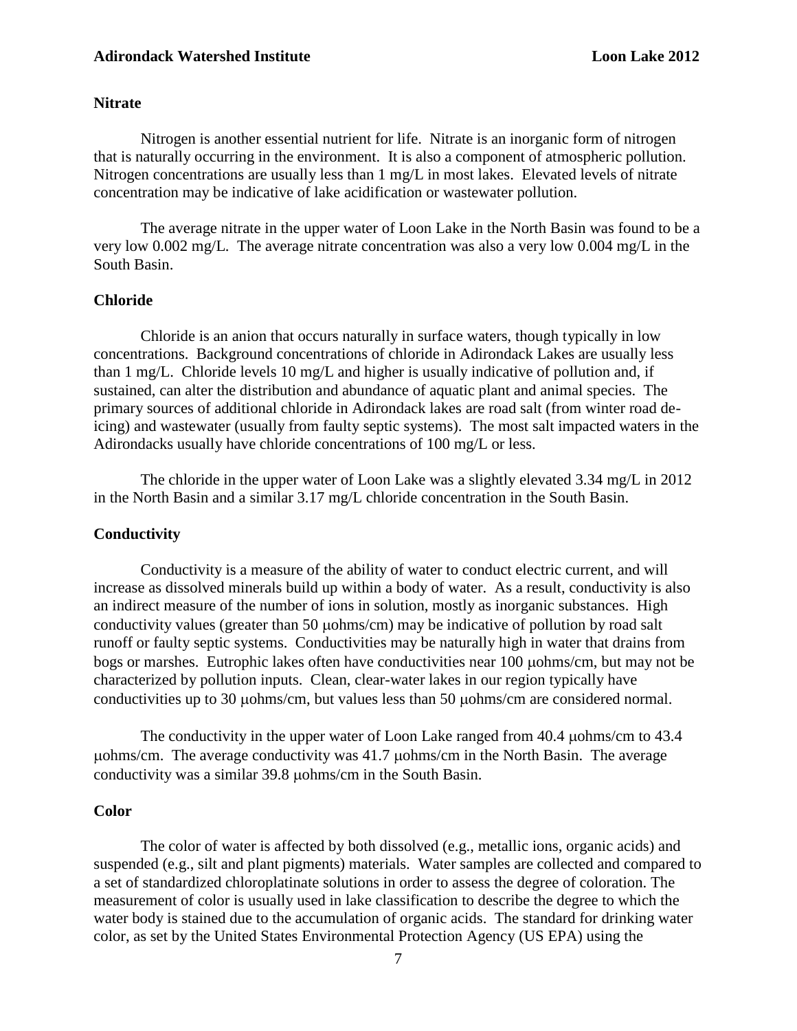### Nitrate

Nitrogen is another essential nutrient for life. Nitrate is an inorganic form of nitrogen that is naturally occurring in the environment. It is also a component of atmospheric pollution. Nitrogen concentrations are usually less than 1 mg/L in most lakes. Elevated levels of nitrate concentration may be indicative of lake acidification or wastewater pollution.

The average nitrate in the upper water of Loon Lake in the North Basin was found to be a very low 0.002 mg/L. The average nitrate concentration was also a very low 0.004 mg/L in the South Basin.

### Chloride

Chloride is an anion that occurs naturally in surface waters, though typically in low concentrations. Background concentrations of chloride in Adirondack Lakes are usually less than 1 mg/L. Chloride levels 10 mg/L and higher is usually indicative of pollution and, if sustained, can alter the distribution and abundance of aquatic plant and animal species. The primary sources of additional chloride in Adirondack lakes are road salt (from winter road de-icing) and wastewater (usually from faulty septic systems). The most salt impacted waters in the Adirondacks usually have chloride concentrations of 100 mg/L or less.

The chloride in the upper water of Loon Lake was a slightly elevated 3.34 mg/L in 2012 in the North Basin and a similar 3.17 mg/L chloride concentration in the South Basin.

### Conductivity

Conductivity is a measure of the ability of water to conduct electric current, and will increase as dissolved minerals build up within a body of water. As a result, conductivity is also an indirect measure of the number of ions in solution, mostly as inorganic substances. High conductivity values (greater than 50 μohms/cm) may be indicative of pollution by road salt runoff or faulty septic systems. Conductivities may be naturally high in water that drains from bogs or marshes. Eutrophic lakes often have conductivities near 100 μohms/cm, but may not be characterized by pollution inputs. Clean, clear-water lakes in our region typically have conductivities up to 30 μohms/cm, but values less than 50 μohms/cm are considered normal.

The conductivity in the upper water of Loon Lake ranged from 40.4 μohms/cm to 43.4 μohms/cm. The average conductivity was 41.7 μohms/cm in the North Basin. The average conductivity was a similar 39.8 μohms/cm in the South Basin.

### Color

The color of water is affected by both dissolved (e.g., metallic ions, organic acids) and suspended (e.g., silt and plant pigments) materials. Water samples are collected and compared to a set of standardized chloroplatinate solutions in order to assess the degree of coloration. The measurement of color is usually used in lake classification to describe the degree to which the water body is stained due to the accumulation of organic acids. The standard for drinking water color, as set by the United States Environmental Protection Agency (US EPA) using the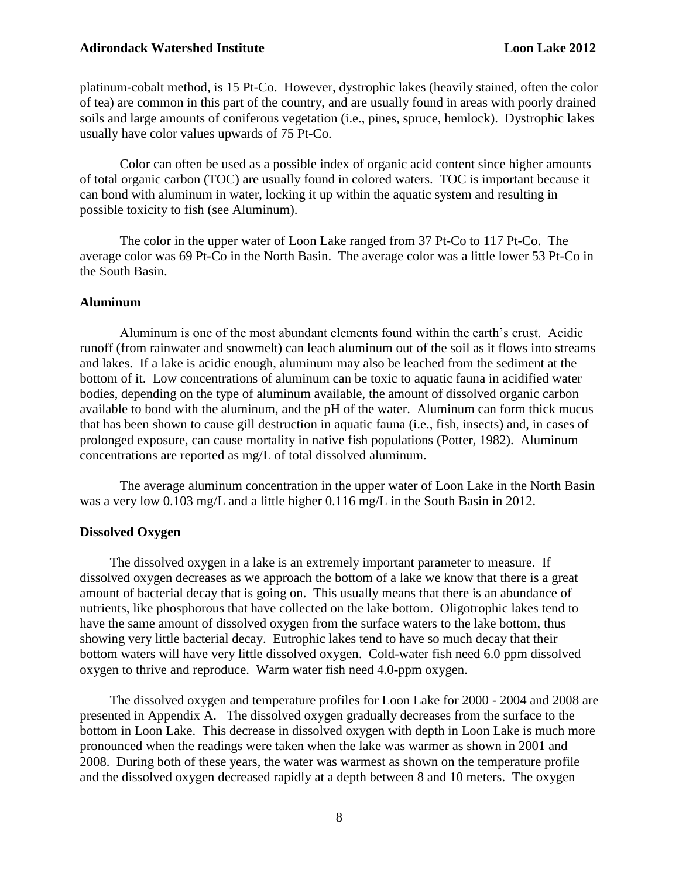platinum-cobalt method, is 15 Pt-Co. However, dystrophic lakes (heavily stained, often the color of tea) are common in this part of the country, and are usually found in areas with poorly drained soils and large amounts of coniferous vegetation (i.e., pines, spruce, hemlock). Dystrophic lakes usually have color values upwards of 75 Pt-Co.

Color can often be used as a possible index of organic acid content since higher amounts of total organic carbon (TOC) are usually found in colored waters. TOC is important because it can bond with aluminum in water, locking it up within the aquatic system and resulting in possible toxicity to fish (see Aluminum).

The color in the upper water of Loon Lake ranged from 37 Pt-Co to 117 Pt-Co. The average color was 69 Pt-Co in the North Basin. The average color was a little lower 53 Pt-Co in the South Basin.

### Aluminum

Aluminum is one of the most abundant elements found within the earth's crust. Acidic runoff (from rainwater and snowmelt) can leach aluminum out of the soil as it flows into streams and lakes. If a lake is acidic enough, aluminum may also be leached from the sediment at the bottom of it. Low concentrations of aluminum can be toxic to aquatic fauna in acidified water bodies, depending on the type of aluminum available, the amount of dissolved organic carbon available to bond with the aluminum, and the pH of the water. Aluminum can form thick mucus that has been shown to cause gill destruction in aquatic fauna (i.e., fish, insects) and, in cases of prolonged exposure, can cause mortality in native fish populations (Potter, 1982). Aluminum concentrations are reported as mg/L of total dissolved aluminum.

The average aluminum concentration in the upper water of Loon Lake in the North Basin was a very low 0.103 mg/L and a little higher 0.116 mg/L in the South Basin in 2012.

### Dissolved Oxygen

The dissolved oxygen in a lake is an extremely important parameter to measure. If dissolved oxygen decreases as we approach the bottom of a lake we know that there is a great amount of bacterial decay that is going on. This usually means that there is an abundance of nutrients, like phosphorous that have collected on the lake bottom. Oligotrophic lakes tend to have the same amount of dissolved oxygen from the surface waters to the lake bottom, thus showing very little bacterial decay. Eutrophic lakes tend to have so much decay that their bottom waters will have very little dissolved oxygen. Cold-water fish need 6.0 ppm dissolved oxygen to thrive and reproduce. Warm water fish need 4.0-ppm oxygen.

The dissolved oxygen and temperature profiles for Loon Lake for 2000 - 2004 and 2008 are presented in Appendix A. The dissolved oxygen gradually decreases from the surface to the bottom in Loon Lake. This decrease in dissolved oxygen with depth in Loon Lake is much more pronounced when the readings were taken when the lake was warmer as shown in 2001 and 2008. During both of these years, the water was warmest as shown on the temperature profile and the dissolved oxygen decreased rapidly at a depth between 8 and 10 meters. The oxygen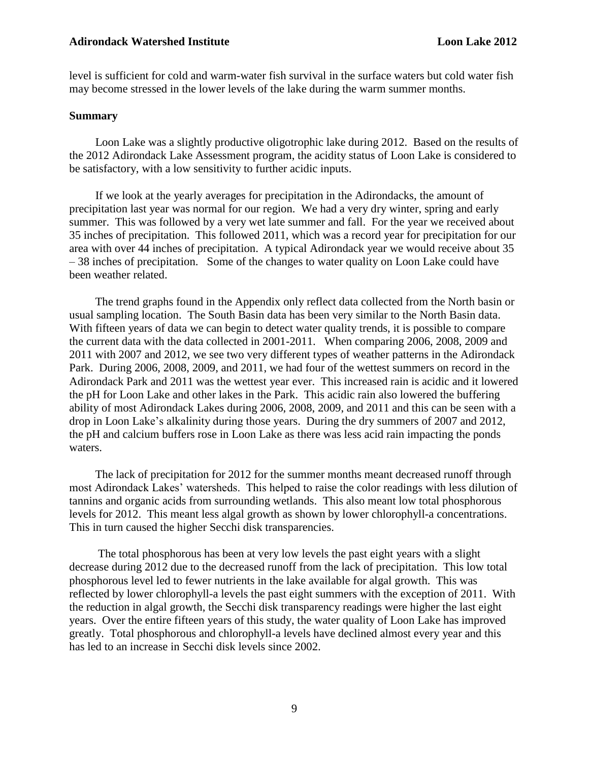level is sufficient for cold and warm-water fish survival in the surface waters but cold water fish may become stressed in the lower levels of the lake during the warm summer months.

## Summary

Loon Lake was a slightly productive oligotrophic lake during 2012. Based on the results of the 2012 Adirondack Lake Assessment program, the acidity status of Loon Lake is considered to be satisfactory, with a low sensitivity to further acidic inputs.

If we look at the yearly averages for precipitation in the Adirondacks, the amount of precipitation last year was normal for our region. We had a very dry winter, spring and early summer. This was followed by a very wet late summer and fall. For the year we received about 35 inches of precipitation. This followed 2011, which was a record year for precipitation for our area with over 44 inches of precipitation. A typical Adirondack year we would receive about 35 – 38 inches of precipitation. Some of the changes to water quality on Loon Lake could have been weather related.

The trend graphs found in the Appendix only reflect data collected from the North basin or usual sampling location. The South Basin data has been very similar to the North Basin data. With fifteen years of data we can begin to detect water quality trends, it is possible to compare the current data with the data collected in 2001-2011. When comparing 2006, 2008, 2009 and 2011 with 2007 and 2012, we see two very different types of weather patterns in the Adirondack Park. During 2006, 2008, 2009, and 2011, we had four of the wettest summers on record in the Adirondack Park and 2011 was the wettest year ever. This increased rain is acidic and it lowered the pH for Loon Lake and other lakes in the Park. This acidic rain also lowered the buffering ability of most Adirondack Lakes during 2006, 2008, 2009, and 2011 and this can be seen with a drop in Loon Lake's alkalinity during those years. During the dry summers of 2007 and 2012, the pH and calcium buffers rose in Loon Lake as there was less acid rain impacting the ponds waters.

The lack of precipitation for 2012 for the summer months meant decreased runoff through most Adirondack Lakes' watersheds. This helped to raise the color readings with less dilution of tannins and organic acids from surrounding wetlands. This also meant low total phosphorous levels for 2012. This meant less algal growth as shown by lower chlorophyll-a concentrations. This in turn caused the higher Secchi disk transparencies.

The total phosphorous has been at very low levels the past eight years with a slight decrease during 2012 due to the decreased runoff from the lack of precipitation. This low total phosphorous level led to fewer nutrients in the lake available for algal growth. This was reflected by lower chlorophyll-a levels the past eight summers with the exception of 2011. With the reduction in algal growth, the Secchi disk transparency readings were higher the last eight years. Over the entire fifteen years of this study, the water quality of Loon Lake has improved greatly. Total phosphorous and chlorophyll-a levels have declined almost every year and this has led to an increase in Secchi disk levels since 2002.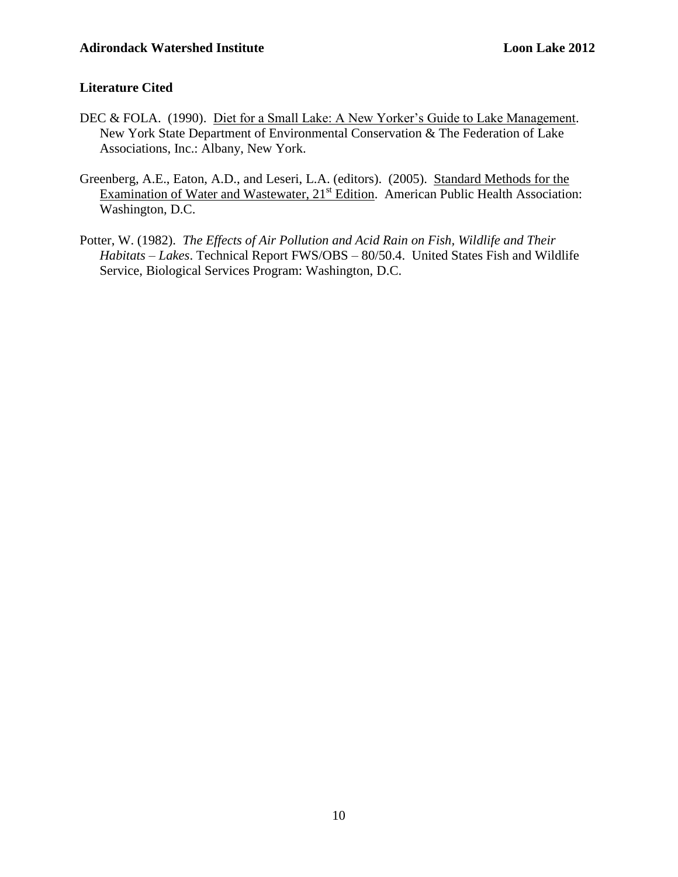## Literature Cited

DEC & FOLA. (1990). Diet for a Small Lake: A New Yorker's Guide to Lake Management. New York State Department of Environmental Conservation & The Federation of Lake Associations, Inc.: Albany, New York.

Greenberg, A.E., Eaton, A.D., and Leseri, L.A. (editors). (2005). Standard Methods for the Examination of Water and Wastewater, 21st Edition. American Public Health Association: Washington, D.C.

Potter, W. (1982). *The Effects of Air Pollution and Acid Rain on Fish, Wildlife and Their Habitats – Lakes*. Technical Report FWS/OBS – 80/50.4. United States Fish and Wildlife Service, Biological Services Program: Washington, D.C.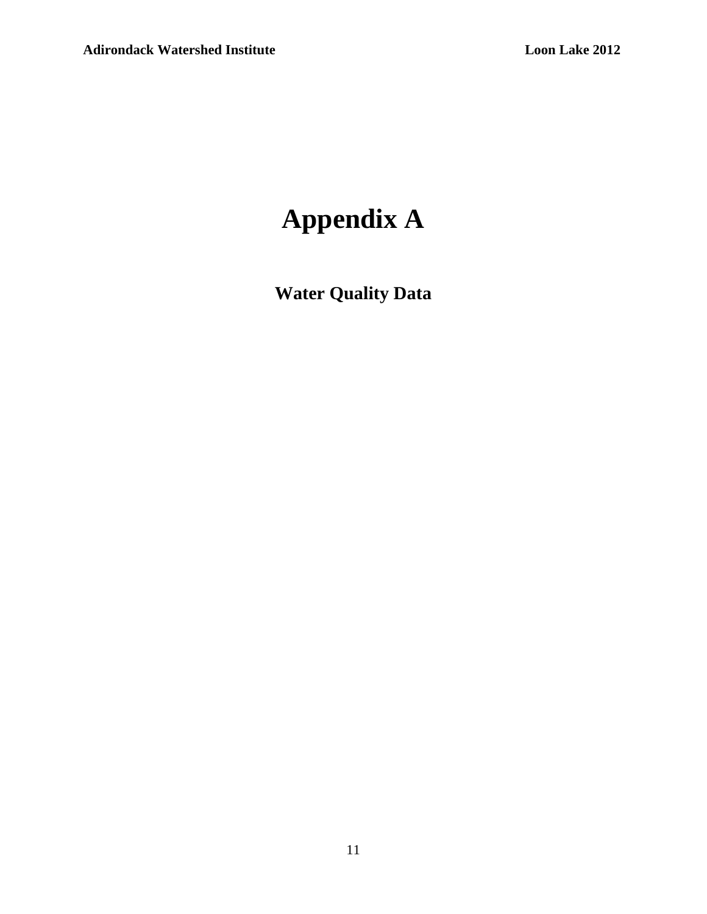# Appendix A

## Water Quality Data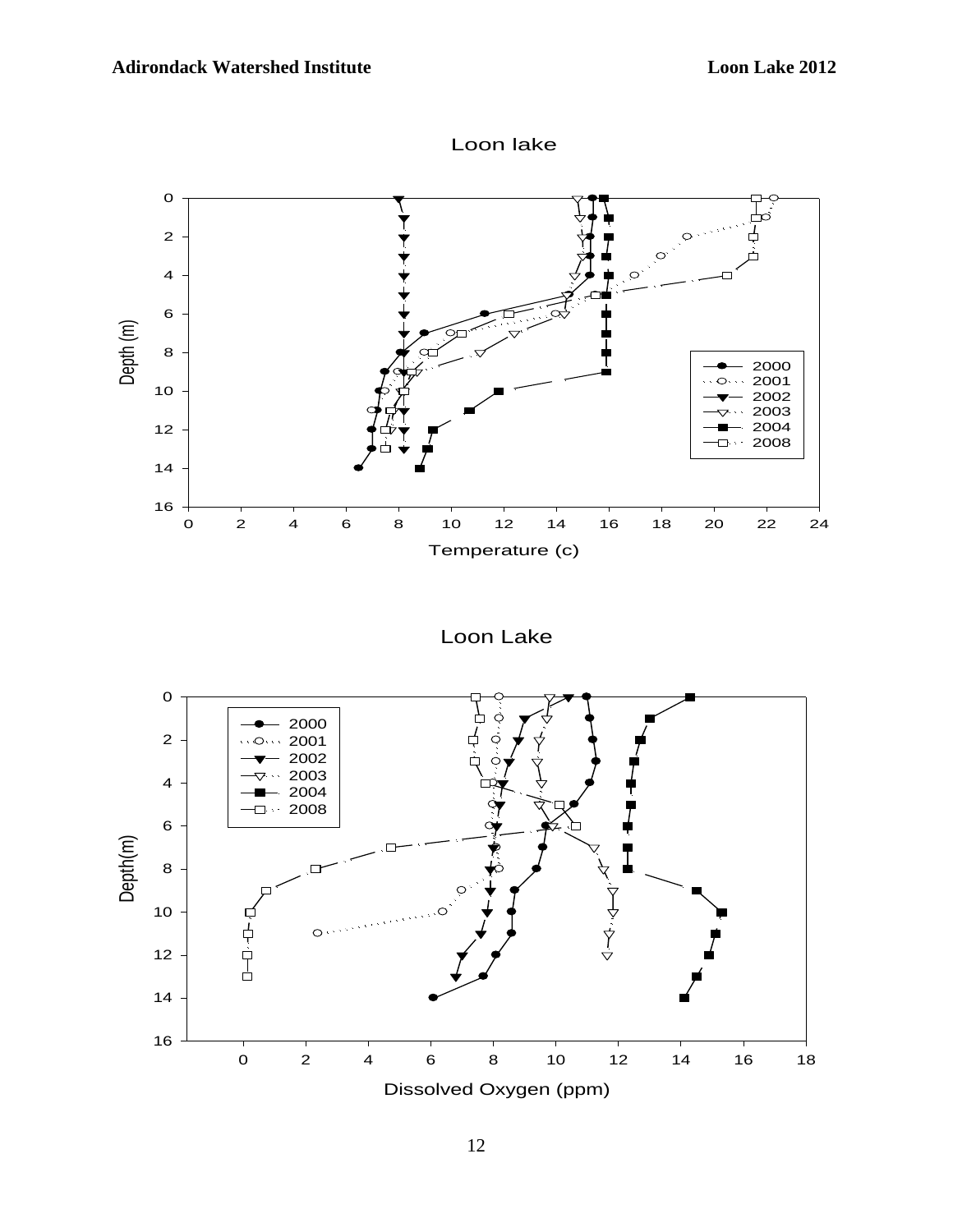Loon lake

Loon Lake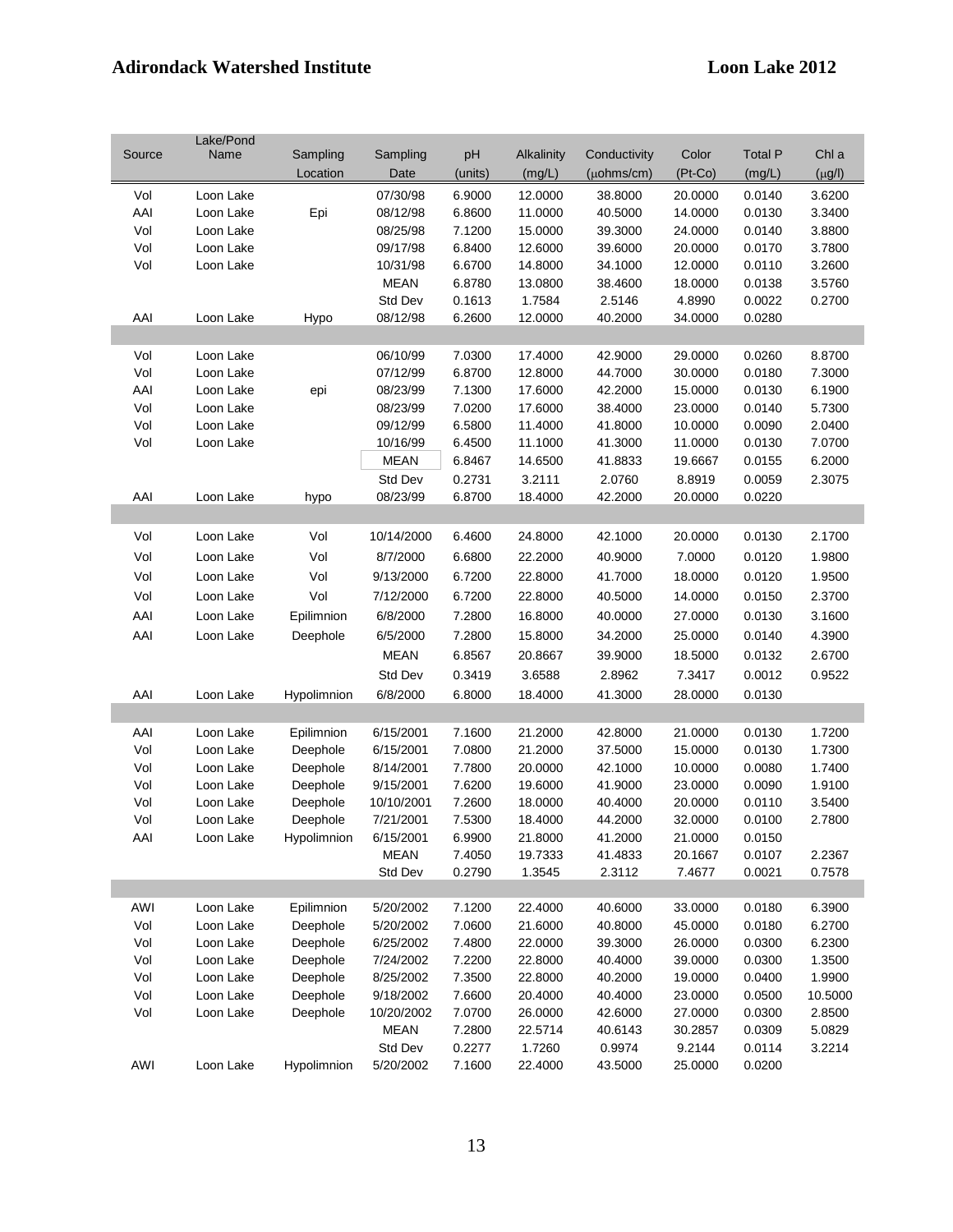| Source | Lake/Pond Name | Sampling Location | Sampling Date | pH (units) | Alkalinity (mg/L) | Conductivity (μohms/cm) | Color (Pt-Co) | Total P (mg/L) | Chl a (μg/l) |
|---|---|---|---|---|---|---|---|---|---|
| Vol | Loon Lake | | 07/30/98 | 6.9000 | 12.0000 | 38.8000 | 20.0000 | 0.0140 | 3.6200 |
| AAI | Loon Lake | Epi | 08/12/98 | 6.8600 | 11.0000 | 40.5000 | 14.0000 | 0.0130 | 3.3400 |
| Vol | Loon Lake | | 08/25/98 | 7.1200 | 15.0000 | 39.3000 | 24.0000 | 0.0140 | 3.8800 |
| Vol | Loon Lake | | 09/17/98 | 6.8400 | 12.6000 | 39.6000 | 20.0000 | 0.0170 | 3.7800 |
| Vol | Loon Lake | | 10/31/98 | 6.6700 | 14.8000 | 34.1000 | 12.0000 | 0.0110 | 3.2600 |
| | | | MEAN | 6.8780 | 13.0800 | 38.4600 | 18.0000 | 0.0138 | 3.5760 |
| | | | Std Dev | 0.1613 | 1.7584 | 2.5146 | 4.8990 | 0.0022 | 0.2700 |
| AAI | Loon Lake | Hypo | 08/12/98 | 6.2600 | 12.0000 | 40.2000 | 34.0000 | 0.0280 | |
| | | | | | | | | | |
| Vol | Loon Lake | | 06/10/99 | 7.0300 | 17.4000 | 42.9000 | 29.0000 | 0.0260 | 8.8700 |
| Vol | Loon Lake | | 07/12/99 | 6.8700 | 12.8000 | 44.7000 | 30.0000 | 0.0180 | 7.3000 |
| AAI | Loon Lake | epi | 08/23/99 | 7.1300 | 17.6000 | 42.2000 | 15.0000 | 0.0130 | 6.1900 |
| Vol | Loon Lake | | 08/23/99 | 7.0200 | 17.6000 | 38.4000 | 23.0000 | 0.0140 | 5.7300 |
| Vol | Loon Lake | | 09/12/99 | 6.5800 | 11.4000 | 41.8000 | 10.0000 | 0.0090 | 2.0400 |
| Vol | Loon Lake | | 10/16/99 | 6.4500 | 11.1000 | 41.3000 | 11.0000 | 0.0130 | 7.0700 |
| | | | MEAN | 6.8467 | 14.6500 | 41.8833 | 19.6667 | 0.0155 | 6.2000 |
| | | | Std Dev | 0.2731 | 3.2111 | 2.0760 | 8.8919 | 0.0059 | 2.3075 |
| AAI | Loon Lake | hypo | 08/23/99 | 6.8700 | 18.4000 | 42.2000 | 20.0000 | 0.0220 | |
| | | | | | | | | | |
| Vol | Loon Lake | Vol | 10/14/2000 | 6.4600 | 24.8000 | 42.1000 | 20.0000 | 0.0130 | 2.1700 |
| Vol | Loon Lake | Vol | 8/7/2000 | 6.6800 | 22.2000 | 40.9000 | 7.0000 | 0.0120 | 1.9800 |
| Vol | Loon Lake | Vol | 9/13/2000 | 6.7200 | 22.8000 | 41.7000 | 18.0000 | 0.0120 | 1.9500 |
| Vol | Loon Lake | Vol | 7/12/2000 | 6.7200 | 22.8000 | 40.5000 | 14.0000 | 0.0150 | 2.3700 |
| AAI | Loon Lake | Epilimnion | 6/8/2000 | 7.2800 | 16.8000 | 40.0000 | 27.0000 | 0.0130 | 3.1600 |
| AAI | Loon Lake | Deephole | 6/5/2000 | 7.2800 | 15.8000 | 34.2000 | 25.0000 | 0.0140 | 4.3900 |
| | | | MEAN | 6.8567 | 20.8667 | 39.9000 | 18.5000 | 0.0132 | 2.6700 |
| | | | Std Dev | 0.3419 | 3.6588 | 2.8962 | 7.3417 | 0.0012 | 0.9522 |
| AAI | Loon Lake | Hypolimnion | 6/8/2000 | 6.8000 | 18.4000 | 41.3000 | 28.0000 | 0.0130 | |
| | | | | | | | | | |
| AAI | Loon Lake | Epilimnion | 6/15/2001 | 7.1600 | 21.2000 | 42.8000 | 21.0000 | 0.0130 | 1.7200 |
| Vol | Loon Lake | Deephole | 6/15/2001 | 7.0800 | 21.2000 | 37.5000 | 15.0000 | 0.0130 | 1.7300 |
| Vol | Loon Lake | Deephole | 8/14/2001 | 7.7800 | 20.0000 | 42.1000 | 10.0000 | 0.0080 | 1.7400 |
| Vol | Loon Lake | Deephole | 9/15/2001 | 7.6200 | 19.6000 | 41.9000 | 23.0000 | 0.0090 | 1.9100 |
| Vol | Loon Lake | Deephole | 10/10/2001 | 7.2600 | 18.0000 | 40.4000 | 20.0000 | 0.0110 | 3.5400 |
| Vol | Loon Lake | Deephole | 7/21/2001 | 7.5300 | 18.4000 | 44.2000 | 32.0000 | 0.0100 | 2.7800 |
| AAI | Loon Lake | Hypolimnion | 6/15/2001 | 6.9900 | 21.8000 | 41.2000 | 21.0000 | 0.0150 | |
| | | | MEAN | 7.4050 | 19.7333 | 41.4833 | 20.1667 | 0.0107 | 2.2367 |
| | | | Std Dev | 0.2790 | 1.3545 | 2.3112 | 7.4677 | 0.0021 | 0.7578 |
| | | | | | | | | | |
| AWI | Loon Lake | Epilimnion | 5/20/2002 | 7.1200 | 22.4000 | 40.6000 | 33.0000 | 0.0180 | 6.3900 |
| Vol | Loon Lake | Deephole | 5/20/2002 | 7.0600 | 21.6000 | 40.8000 | 45.0000 | 0.0180 | 6.2700 |
| Vol | Loon Lake | Deephole | 6/25/2002 | 7.4800 | 22.0000 | 39.3000 | 26.0000 | 0.0300 | 6.2300 |
| Vol | Loon Lake | Deephole | 7/24/2002 | 7.2200 | 22.8000 | 40.4000 | 39.0000 | 0.0300 | 1.3500 |
| Vol | Loon Lake | Deephole | 8/25/2002 | 7.3500 | 22.8000 | 40.2000 | 19.0000 | 0.0400 | 1.9900 |
| Vol | Loon Lake | Deephole | 9/18/2002 | 7.6600 | 20.4000 | 40.4000 | 23.0000 | 0.0500 | 10.5000 |
| Vol | Loon Lake | Deephole | 10/20/2002 | 7.0700 | 26.0000 | 42.6000 | 27.0000 | 0.0300 | 2.8500 |
| | | | MEAN | 7.2800 | 22.5714 | 40.6143 | 30.2857 | 0.0309 | 5.0829 |
| | | | Std Dev | 0.2277 | 1.7260 | 0.9974 | 9.2144 | 0.0114 | 3.2214 |
| AWI | Loon Lake | Hypolimnion | 5/20/2002 | 7.1600 | 22.4000 | 43.5000 | 25.0000 | 0.0200 | |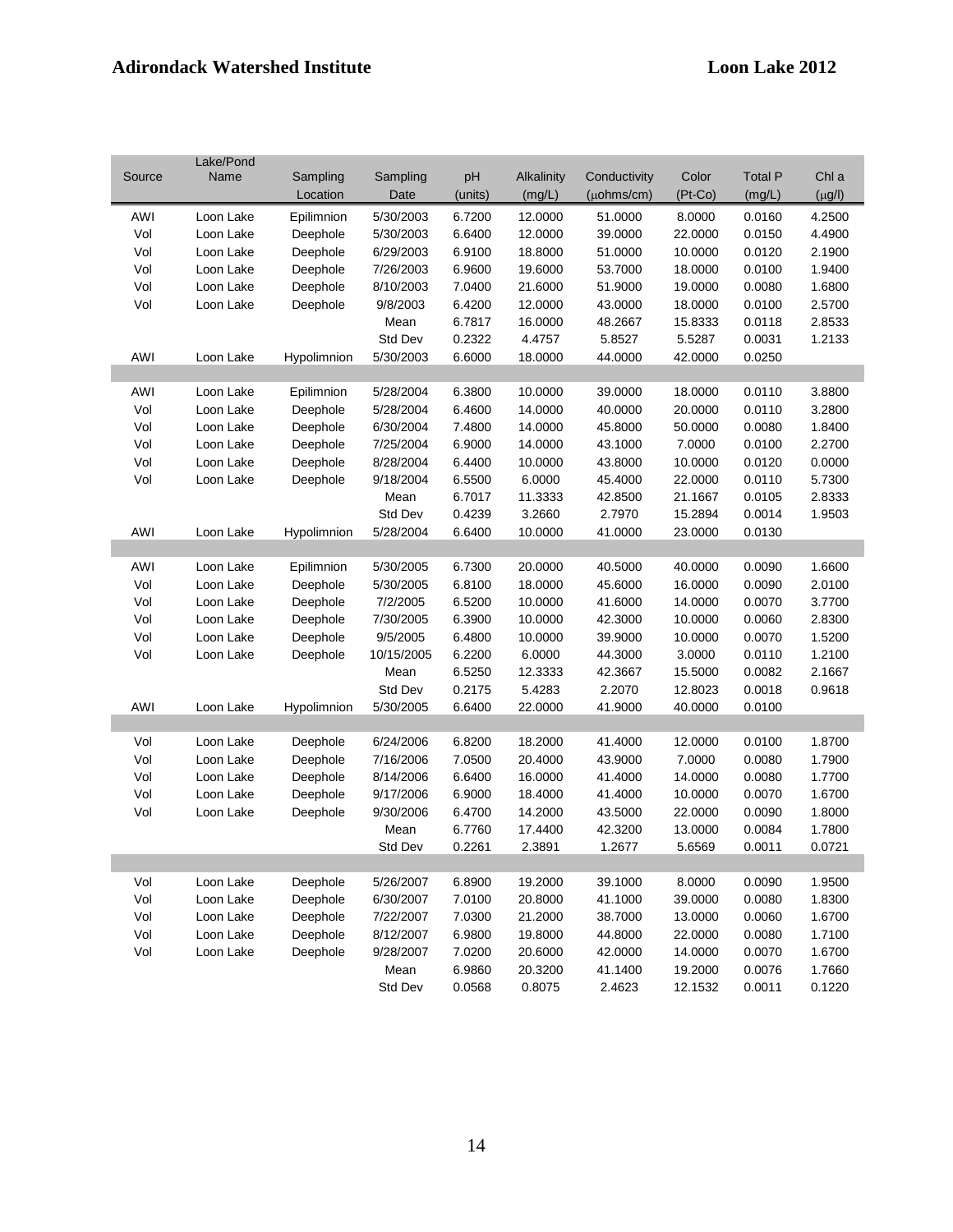| Source | Lake/Pond Name | Sampling Location | Sampling Date | pH (units) | Alkalinity (mg/L) | Conductivity (μohms/cm) | Color (Pt-Co) | Total P (mg/L) | Chl a (μg/l) |
|---|---|---|---|---|---|---|---|---|---|
| AWI | Loon Lake | Epilimnion | 5/30/2003 | 6.7200 | 12.0000 | 51.0000 | 8.0000 | 0.0160 | 4.2500 |
| Vol | Loon Lake | Deephole | 5/30/2003 | 6.6400 | 12.0000 | 39.0000 | 22.0000 | 0.0150 | 4.4900 |
| Vol | Loon Lake | Deephole | 6/29/2003 | 6.9100 | 18.8000 | 51.0000 | 10.0000 | 0.0120 | 2.1900 |
| Vol | Loon Lake | Deephole | 7/26/2003 | 6.9600 | 19.6000 | 53.7000 | 18.0000 | 0.0100 | 1.9400 |
| Vol | Loon Lake | Deephole | 8/10/2003 | 7.0400 | 21.6000 | 51.9000 | 19.0000 | 0.0080 | 1.6800 |
| Vol | Loon Lake | Deephole | 9/8/2003 | 6.4200 | 12.0000 | 43.0000 | 18.0000 | 0.0100 | 2.5700 |
| | | | Mean | 6.7817 | 16.0000 | 48.2667 | 15.8333 | 0.0118 | 2.8533 |
| | | | Std Dev | 0.2322 | 4.4757 | 5.8527 | 5.5287 | 0.0031 | 1.2133 |
| AWI | Loon Lake | Hypolimnion | 5/30/2003 | 6.6000 | 18.0000 | 44.0000 | 42.0000 | 0.0250 | |
| | | | | | | | | | |
| AWI | Loon Lake | Epilimnion | 5/28/2004 | 6.3800 | 10.0000 | 39.0000 | 18.0000 | 0.0110 | 3.8800 |
| Vol | Loon Lake | Deephole | 5/28/2004 | 6.4600 | 14.0000 | 40.0000 | 20.0000 | 0.0110 | 3.2800 |
| Vol | Loon Lake | Deephole | 6/30/2004 | 7.4800 | 14.0000 | 45.8000 | 50.0000 | 0.0080 | 1.8400 |
| Vol | Loon Lake | Deephole | 7/25/2004 | 6.9000 | 14.0000 | 43.1000 | 7.0000 | 0.0100 | 2.2700 |
| Vol | Loon Lake | Deephole | 8/28/2004 | 6.4400 | 10.0000 | 43.8000 | 10.0000 | 0.0120 | 0.0000 |
| Vol | Loon Lake | Deephole | 9/18/2004 | 6.5500 | 6.0000 | 45.4000 | 22.0000 | 0.0110 | 5.7300 |
| | | | Mean | 6.7017 | 11.3333 | 42.8500 | 21.1667 | 0.0105 | 2.8333 |
| | | | Std Dev | 0.4239 | 3.2660 | 2.7970 | 15.2894 | 0.0014 | 1.9503 |
| AWI | Loon Lake | Hypolimnion | 5/28/2004 | 6.6400 | 10.0000 | 41.0000 | 23.0000 | 0.0130 | |
| | | | | | | | | | |
| AWI | Loon Lake | Epilimnion | 5/30/2005 | 6.7300 | 20.0000 | 40.5000 | 40.0000 | 0.0090 | 1.6600 |
| Vol | Loon Lake | Deephole | 5/30/2005 | 6.8100 | 18.0000 | 45.6000 | 16.0000 | 0.0090 | 2.0100 |
| Vol | Loon Lake | Deephole | 7/2/2005 | 6.5200 | 10.0000 | 41.6000 | 14.0000 | 0.0070 | 3.7700 |
| Vol | Loon Lake | Deephole | 7/30/2005 | 6.3900 | 10.0000 | 42.3000 | 10.0000 | 0.0060 | 2.8300 |
| Vol | Loon Lake | Deephole | 9/5/2005 | 6.4800 | 10.0000 | 39.9000 | 10.0000 | 0.0070 | 1.5200 |
| Vol | Loon Lake | Deephole | 10/15/2005 | 6.2200 | 6.0000 | 44.3000 | 3.0000 | 0.0110 | 1.2100 |
| | | | Mean | 6.5250 | 12.3333 | 42.3667 | 15.5000 | 0.0082 | 2.1667 |
| | | | Std Dev | 0.2175 | 5.4283 | 2.2070 | 12.8023 | 0.0018 | 0.9618 |
| AWI | Loon Lake | Hypolimnion | 5/30/2005 | 6.6400 | 22.0000 | 41.9000 | 40.0000 | 0.0100 | |
| | | | | | | | | | |
| Vol | Loon Lake | Deephole | 6/24/2006 | 6.8200 | 18.2000 | 41.4000 | 12.0000 | 0.0100 | 1.8700 |
| Vol | Loon Lake | Deephole | 7/16/2006 | 7.0500 | 20.4000 | 43.9000 | 7.0000 | 0.0080 | 1.7900 |
| Vol | Loon Lake | Deephole | 8/14/2006 | 6.6400 | 16.0000 | 41.4000 | 14.0000 | 0.0080 | 1.7700 |
| Vol | Loon Lake | Deephole | 9/17/2006 | 6.9000 | 18.4000 | 41.4000 | 10.0000 | 0.0070 | 1.6700 |
| Vol | Loon Lake | Deephole | 9/30/2006 | 6.4700 | 14.2000 | 43.5000 | 22.0000 | 0.0090 | 1.8000 |
| | | | Mean | 6.7760 | 17.4400 | 42.3200 | 13.0000 | 0.0084 | 1.7800 |
| | | | Std Dev | 0.2261 | 2.3891 | 1.2677 | 5.6569 | 0.0011 | 0.0721 |
| | | | | | | | | | |
| Vol | Loon Lake | Deephole | 5/26/2007 | 6.8900 | 19.2000 | 39.1000 | 8.0000 | 0.0090 | 1.9500 |
| Vol | Loon Lake | Deephole | 6/30/2007 | 7.0100 | 20.8000 | 41.1000 | 39.0000 | 0.0080 | 1.8300 |
| Vol | Loon Lake | Deephole | 7/22/2007 | 7.0300 | 21.2000 | 38.7000 | 13.0000 | 0.0060 | 1.6700 |
| Vol | Loon Lake | Deephole | 8/12/2007 | 6.9800 | 19.8000 | 44.8000 | 22.0000 | 0.0080 | 1.7100 |
| Vol | Loon Lake | Deephole | 9/28/2007 | 7.0200 | 20.6000 | 42.0000 | 14.0000 | 0.0070 | 1.6700 |
| | | | Mean | 6.9860 | 20.3200 | 41.1400 | 19.2000 | 0.0076 | 1.7660 |
| | | | Std Dev | 0.0568 | 0.8075 | 2.4623 | 12.1532 | 0.0011 | 0.1220 |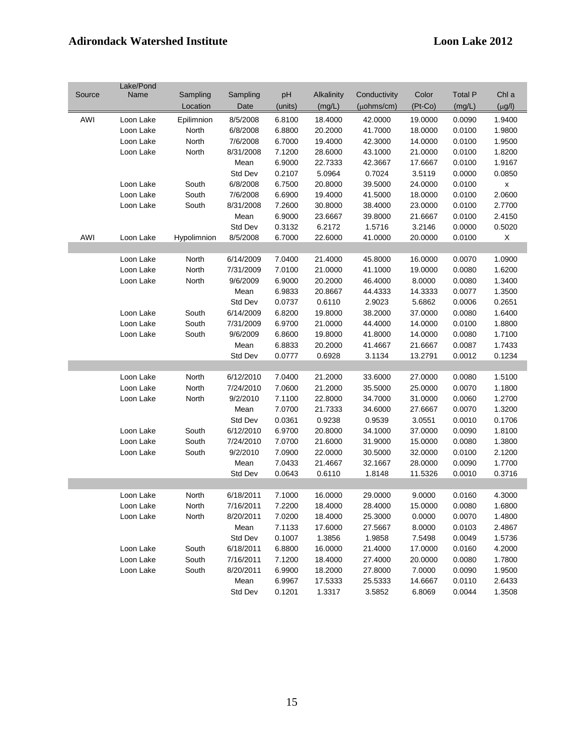| Source | Lake/Pond Name | Sampling Location | Sampling Date | pH (units) | Alkalinity (mg/L) | Conductivity (μohms/cm) | Color (Pt-Co) | Total P (mg/L) | Chl a (μg/l) |
|---|---|---|---|---|---|---|---|---|---|
| AWI | Loon Lake | Epilimnion | 8/5/2008 | 6.8100 | 18.4000 | 42.0000 | 19.0000 | 0.0090 | 1.9400 |
| | Loon Lake | North | 6/8/2008 | 6.8800 | 20.2000 | 41.7000 | 18.0000 | 0.0100 | 1.9800 |
| | Loon Lake | North | 7/6/2008 | 6.7000 | 19.4000 | 42.3000 | 14.0000 | 0.0100 | 1.9500 |
| | Loon Lake | North | 8/31/2008 | 7.1200 | 28.6000 | 43.1000 | 21.0000 | 0.0100 | 1.8200 |
| | | | Mean | 6.9000 | 22.7333 | 42.3667 | 17.6667 | 0.0100 | 1.9167 |
| | | | Std Dev | 0.2107 | 5.0964 | 0.7024 | 3.5119 | 0.0000 | 0.0850 |
| | Loon Lake | South | 6/8/2008 | 6.7500 | 20.8000 | 39.5000 | 24.0000 | 0.0100 | x |
| | Loon Lake | South | 7/6/2008 | 6.6900 | 19.4000 | 41.5000 | 18.0000 | 0.0100 | 2.0600 |
| | Loon Lake | South | 8/31/2008 | 7.2600 | 30.8000 | 38.4000 | 23.0000 | 0.0100 | 2.7700 |
| | | | Mean | 6.9000 | 23.6667 | 39.8000 | 21.6667 | 0.0100 | 2.4150 |
| | | | Std Dev | 0.3132 | 6.2172 | 1.5716 | 3.2146 | 0.0000 | 0.5020 |
| AWI | Loon Lake | Hypolimnion | 8/5/2008 | 6.7000 | 22.6000 | 41.0000 | 20.0000 | 0.0100 | X |
| | | | | | | | | | |
| | Loon Lake | North | 6/14/2009 | 7.0400 | 21.4000 | 45.8000 | 16.0000 | 0.0070 | 1.0900 |
| | Loon Lake | North | 7/31/2009 | 7.0100 | 21.0000 | 41.1000 | 19.0000 | 0.0080 | 1.6200 |
| | Loon Lake | North | 9/6/2009 | 6.9000 | 20.2000 | 46.4000 | 8.0000 | 0.0080 | 1.3400 |
| | | | Mean | 6.9833 | 20.8667 | 44.4333 | 14.3333 | 0.0077 | 1.3500 |
| | | | Std Dev | 0.0737 | 0.6110 | 2.9023 | 5.6862 | 0.0006 | 0.2651 |
| | Loon Lake | South | 6/14/2009 | 6.8200 | 19.8000 | 38.2000 | 37.0000 | 0.0080 | 1.6400 |
| | Loon Lake | South | 7/31/2009 | 6.9700 | 21.0000 | 44.4000 | 14.0000 | 0.0100 | 1.8800 |
| | Loon Lake | South | 9/6/2009 | 6.8600 | 19.8000 | 41.8000 | 14.0000 | 0.0080 | 1.7100 |
| | | | Mean | 6.8833 | 20.2000 | 41.4667 | 21.6667 | 0.0087 | 1.7433 |
| | | | Std Dev | 0.0777 | 0.6928 | 3.1134 | 13.2791 | 0.0012 | 0.1234 |
| | | | | | | | | | |
| | Loon Lake | North | 6/12/2010 | 7.0400 | 21.2000 | 33.6000 | 27.0000 | 0.0080 | 1.5100 |
| | Loon Lake | North | 7/24/2010 | 7.0600 | 21.2000 | 35.5000 | 25.0000 | 0.0070 | 1.1800 |
| | Loon Lake | North | 9/2/2010 | 7.1100 | 22.8000 | 34.7000 | 31.0000 | 0.0060 | 1.2700 |
| | | | Mean | 7.0700 | 21.7333 | 34.6000 | 27.6667 | 0.0070 | 1.3200 |
| | | | Std Dev | 0.0361 | 0.9238 | 0.9539 | 3.0551 | 0.0010 | 0.1706 |
| | Loon Lake | South | 6/12/2010 | 6.9700 | 20.8000 | 34.1000 | 37.0000 | 0.0090 | 1.8100 |
| | Loon Lake | South | 7/24/2010 | 7.0700 | 21.6000 | 31.9000 | 15.0000 | 0.0080 | 1.3800 |
| | Loon Lake | South | 9/2/2010 | 7.0900 | 22.0000 | 30.5000 | 32.0000 | 0.0100 | 2.1200 |
| | | | Mean | 7.0433 | 21.4667 | 32.1667 | 28.0000 | 0.0090 | 1.7700 |
| | | | Std Dev | 0.0643 | 0.6110 | 1.8148 | 11.5326 | 0.0010 | 0.3716 |
| | | | | | | | | | |
| | Loon Lake | North | 6/18/2011 | 7.1000 | 16.0000 | 29.0000 | 9.0000 | 0.0160 | 4.3000 |
| | Loon Lake | North | 7/16/2011 | 7.2200 | 18.4000 | 28.4000 | 15.0000 | 0.0080 | 1.6800 |
| | Loon Lake | North | 8/20/2011 | 7.0200 | 18.4000 | 25.3000 | 0.0000 | 0.0070 | 1.4800 |
| | | | Mean | 7.1133 | 17.6000 | 27.5667 | 8.0000 | 0.0103 | 2.4867 |
| | | | Std Dev | 0.1007 | 1.3856 | 1.9858 | 7.5498 | 0.0049 | 1.5736 |
| | Loon Lake | South | 6/18/2011 | 6.8800 | 16.0000 | 21.4000 | 17.0000 | 0.0160 | 4.2000 |
| | Loon Lake | South | 7/16/2011 | 7.1200 | 18.4000 | 27.4000 | 20.0000 | 0.0080 | 1.7800 |
| | Loon Lake | South | 8/20/2011 | 6.9900 | 18.2000 | 27.8000 | 7.0000 | 0.0090 | 1.9500 |
| | | | Mean | 6.9967 | 17.5333 | 25.5333 | 14.6667 | 0.0110 | 2.6433 |
| | | | Std Dev | 0.1201 | 1.3317 | 3.5852 | 6.8069 | 0.0044 | 1.3508 |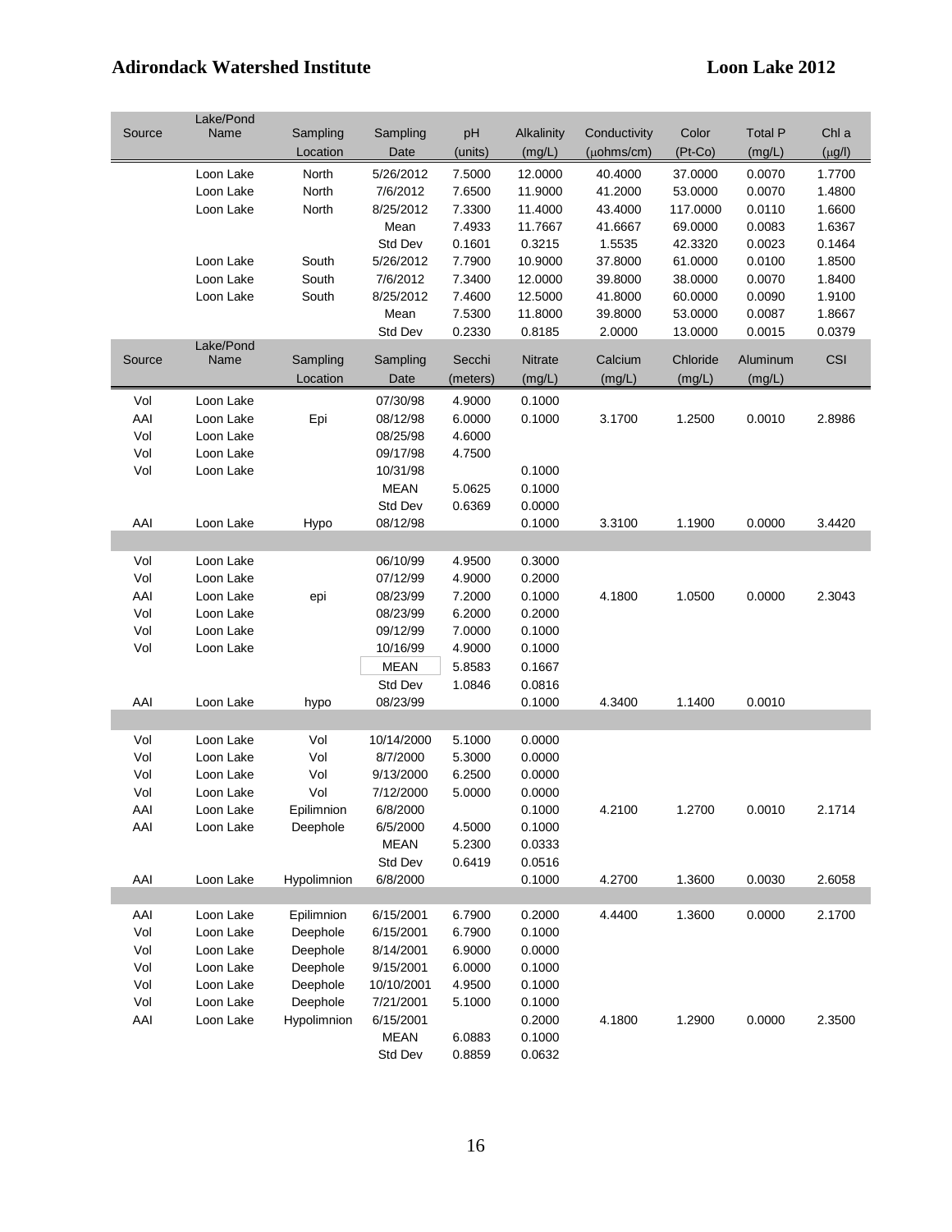| Source | Lake/Pond Name | Sampling Location | Sampling Date | pH (units) | Alkalinity (mg/L) | Conductivity (μohms/cm) | Color (Pt-Co) | Total P (mg/L) | Chl a (μg/l) |
|---|---|---|---|---|---|---|---|---|---|
| | Loon Lake | North | 5/26/2012 | 7.5000 | 12.0000 | 40.4000 | 37.0000 | 0.0070 | 1.7700 |
| | Loon Lake | North | 7/6/2012 | 7.6500 | 11.9000 | 41.2000 | 53.0000 | 0.0070 | 1.4800 |
| | Loon Lake | North | 8/25/2012 | 7.3300 | 11.4000 | 43.4000 | 117.0000 | 0.0110 | 1.6600 |
| | | | Mean | 7.4933 | 11.7667 | 41.6667 | 69.0000 | 0.0083 | 1.6367 |
| | | | Std Dev | 0.1601 | 0.3215 | 1.5535 | 42.3320 | 0.0023 | 0.1464 |
| | Loon Lake | South | 5/26/2012 | 7.7900 | 10.9000 | 37.8000 | 61.0000 | 0.0100 | 1.8500 |
| | Loon Lake | South | 7/6/2012 | 7.3400 | 12.0000 | 39.8000 | 38.0000 | 0.0070 | 1.8400 |
| | Loon Lake | South | 8/25/2012 | 7.4600 | 12.5000 | 41.8000 | 60.0000 | 0.0090 | 1.9100 |
| | | | Mean | 7.5300 | 11.8000 | 39.8000 | 53.0000 | 0.0087 | 1.8667 |
| | | | Std Dev | 0.2330 | 0.8185 | 2.0000 | 13.0000 | 0.0015 | 0.0379 |

| Source | Lake/Pond Name | Sampling Location | Sampling Date | Secchi (meters) | Nitrate (mg/L) | Calcium (mg/L) | Chloride (mg/L) | Aluminum (mg/L) | CSI |
|---|---|---|---|---|---|---|---|---|---|
| Vol | Loon Lake | | 07/30/98 | 4.9000 | 0.1000 | | | | |
| AAI | Loon Lake | Epi | 08/12/98 | 6.0000 | 0.1000 | 3.1700 | 1.2500 | 0.0010 | 2.8986 |
| Vol | Loon Lake | | 08/25/98 | 4.6000 | | | | | |
| Vol | Loon Lake | | 09/17/98 | 4.7500 | | | | | |
| Vol | Loon Lake | | 10/31/98 | | 0.1000 | | | | |
| | | | MEAN | 5.0625 | 0.1000 | | | | |
| | | | Std Dev | 0.6369 | 0.0000 | | | | |
| AAI | Loon Lake | Hypo | 08/12/98 | | 0.1000 | 3.3100 | 1.1900 | 0.0000 | 3.4420 |
| | | | | | | | | | |
| Vol | Loon Lake | | 06/10/99 | 4.9500 | 0.3000 | | | | |
| Vol | Loon Lake | | 07/12/99 | 4.9000 | 0.2000 | | | | |
| AAI | Loon Lake | epi | 08/23/99 | 7.2000 | 0.1000 | 4.1800 | 1.0500 | 0.0000 | 2.3043 |
| Vol | Loon Lake | | 08/23/99 | 6.2000 | 0.2000 | | | | |
| Vol | Loon Lake | | 09/12/99 | 7.0000 | 0.1000 | | | | |
| Vol | Loon Lake | | 10/16/99 | 4.9000 | 0.1000 | | | | |
| | | | MEAN | 5.8583 | 0.1667 | | | | |
| | | | Std Dev | 1.0846 | 0.0816 | | | | |
| AAI | Loon Lake | hypo | 08/23/99 | | 0.1000 | 4.3400 | 1.1400 | 0.0010 | |
| | | | | | | | | | |
| Vol | Loon Lake | Vol | 10/14/2000 | 5.1000 | 0.0000 | | | | |
| Vol | Loon Lake | Vol | 8/7/2000 | 5.3000 | 0.0000 | | | | |
| Vol | Loon Lake | Vol | 9/13/2000 | 6.2500 | 0.0000 | | | | |
| Vol | Loon Lake | Vol | 7/12/2000 | 5.0000 | 0.0000 | | | | |
| AAI | Loon Lake | Epilimnion | 6/8/2000 | | 0.1000 | 4.2100 | 1.2700 | 0.0010 | 2.1714 |
| AAI | Loon Lake | Deephole | 6/5/2000 | 4.5000 | 0.1000 | | | | |
| | | | MEAN | 5.2300 | 0.0333 | | | | |
| | | | Std Dev | 0.6419 | 0.0516 | | | | |
| AAI | Loon Lake | Hypolimnion | 6/8/2000 | | 0.1000 | 4.2700 | 1.3600 | 0.0030 | 2.6058 |
| | | | | | | | | | |
| AAI | Loon Lake | Epilimnion | 6/15/2001 | 6.7900 | 0.2000 | 4.4400 | 1.3600 | 0.0000 | 2.1700 |
| Vol | Loon Lake | Deephole | 6/15/2001 | 6.7900 | 0.1000 | | | | |
| Vol | Loon Lake | Deephole | 8/14/2001 | 6.9000 | 0.0000 | | | | |
| Vol | Loon Lake | Deephole | 9/15/2001 | 6.0000 | 0.1000 | | | | |
| Vol | Loon Lake | Deephole | 10/10/2001 | 4.9500 | 0.1000 | | | | |
| Vol | Loon Lake | Deephole | 7/21/2001 | 5.1000 | 0.1000 | | | | |
| AAI | Loon Lake | Hypolimnion | 6/15/2001 | | 0.2000 | 4.1800 | 1.2900 | 0.0000 | 2.3500 |
| | | | MEAN | 6.0883 | 0.1000 | | | | |
| | | | Std Dev | 0.8859 | 0.0632 | | | | |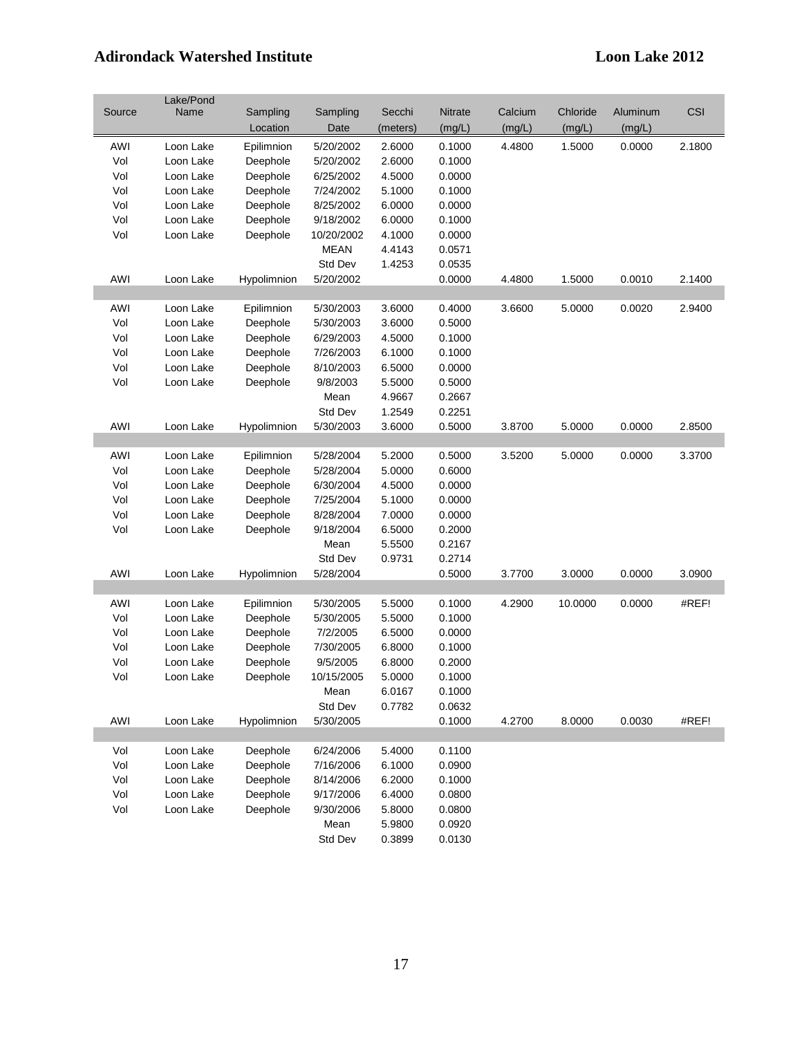| Source | Lake/Pond Name | Sampling Location | Sampling Date | Secchi (meters) | Nitrate (mg/L) | Calcium (mg/L) | Chloride (mg/L) | Aluminum (mg/L) | CSI |
|---|---|---|---|---|---|---|---|---|---|
| AWI | Loon Lake | Epilimnion | 5/20/2002 | 2.6000 | 0.1000 | 4.4800 | 1.5000 | 0.0000 | 2.1800 |
| Vol | Loon Lake | Deephole | 5/20/2002 | 2.6000 | 0.1000 | | | | |
| Vol | Loon Lake | Deephole | 6/25/2002 | 4.5000 | 0.0000 | | | | |
| Vol | Loon Lake | Deephole | 7/24/2002 | 5.1000 | 0.1000 | | | | |
| Vol | Loon Lake | Deephole | 8/25/2002 | 6.0000 | 0.0000 | | | | |
| Vol | Loon Lake | Deephole | 9/18/2002 | 6.0000 | 0.1000 | | | | |
| Vol | Loon Lake | Deephole | 10/20/2002 | 4.1000 | 0.0000 | | | | |
| | | | MEAN | 4.4143 | 0.0571 | | | | |
| | | | Std Dev | 1.4253 | 0.0535 | | | | |
| AWI | Loon Lake | Hypolimnion | 5/20/2002 | | 0.0000 | 4.4800 | 1.5000 | 0.0010 | 2.1400 |
| | | | | | | | | | |
| AWI | Loon Lake | Epilimnion | 5/30/2003 | 3.6000 | 0.4000 | 3.6600 | 5.0000 | 0.0020 | 2.9400 |
| Vol | Loon Lake | Deephole | 5/30/2003 | 3.6000 | 0.5000 | | | | |
| Vol | Loon Lake | Deephole | 6/29/2003 | 4.5000 | 0.1000 | | | | |
| Vol | Loon Lake | Deephole | 7/26/2003 | 6.1000 | 0.1000 | | | | |
| Vol | Loon Lake | Deephole | 8/10/2003 | 6.5000 | 0.0000 | | | | |
| Vol | Loon Lake | Deephole | 9/8/2003 | 5.5000 | 0.5000 | | | | |
| | | | Mean | 4.9667 | 0.2667 | | | | |
| | | | Std Dev | 1.2549 | 0.2251 | | | | |
| AWI | Loon Lake | Hypolimnion | 5/30/2003 | 3.6000 | 0.5000 | 3.8700 | 5.0000 | 0.0000 | 2.8500 |
| | | | | | | | | | |
| AWI | Loon Lake | Epilimnion | 5/28/2004 | 5.2000 | 0.5000 | 3.5200 | 5.0000 | 0.0000 | 3.3700 |
| Vol | Loon Lake | Deephole | 5/28/2004 | 5.0000 | 0.6000 | | | | |
| Vol | Loon Lake | Deephole | 6/30/2004 | 4.5000 | 0.0000 | | | | |
| Vol | Loon Lake | Deephole | 7/25/2004 | 5.1000 | 0.0000 | | | | |
| Vol | Loon Lake | Deephole | 8/28/2004 | 7.0000 | 0.0000 | | | | |
| Vol | Loon Lake | Deephole | 9/18/2004 | 6.5000 | 0.2000 | | | | |
| | | | Mean | 5.5500 | 0.2167 | | | | |
| | | | Std Dev | 0.9731 | 0.2714 | | | | |
| AWI | Loon Lake | Hypolimnion | 5/28/2004 | | 0.5000 | 3.7700 | 3.0000 | 0.0000 | 3.0900 |
| | | | | | | | | | |
| AWI | Loon Lake | Epilimnion | 5/30/2005 | 5.5000 | 0.1000 | 4.2900 | 10.0000 | 0.0000 | #REF! |
| Vol | Loon Lake | Deephole | 5/30/2005 | 5.5000 | 0.1000 | | | | |
| Vol | Loon Lake | Deephole | 7/2/2005 | 6.5000 | 0.0000 | | | | |
| Vol | Loon Lake | Deephole | 7/30/2005 | 6.8000 | 0.1000 | | | | |
| Vol | Loon Lake | Deephole | 9/5/2005 | 6.8000 | 0.2000 | | | | |
| Vol | Loon Lake | Deephole | 10/15/2005 | 5.0000 | 0.1000 | | | | |
| | | | Mean | 6.0167 | 0.1000 | | | | |
| | | | Std Dev | 0.7782 | 0.0632 | | | | |
| AWI | Loon Lake | Hypolimnion | 5/30/2005 | | 0.1000 | 4.2700 | 8.0000 | 0.0030 | #REF! |
| | | | | | | | | | |
| Vol | Loon Lake | Deephole | 6/24/2006 | 5.4000 | 0.1100 | | | | |
| Vol | Loon Lake | Deephole | 7/16/2006 | 6.1000 | 0.0900 | | | | |
| Vol | Loon Lake | Deephole | 8/14/2006 | 6.2000 | 0.1000 | | | | |
| Vol | Loon Lake | Deephole | 9/17/2006 | 6.4000 | 0.0800 | | | | |
| Vol | Loon Lake | Deephole | 9/30/2006 | 5.8000 | 0.0800 | | | | |
| | | | Mean | 5.9800 | 0.0920 | | | | |
| | | | Std Dev | 0.3899 | 0.0130 | | | | |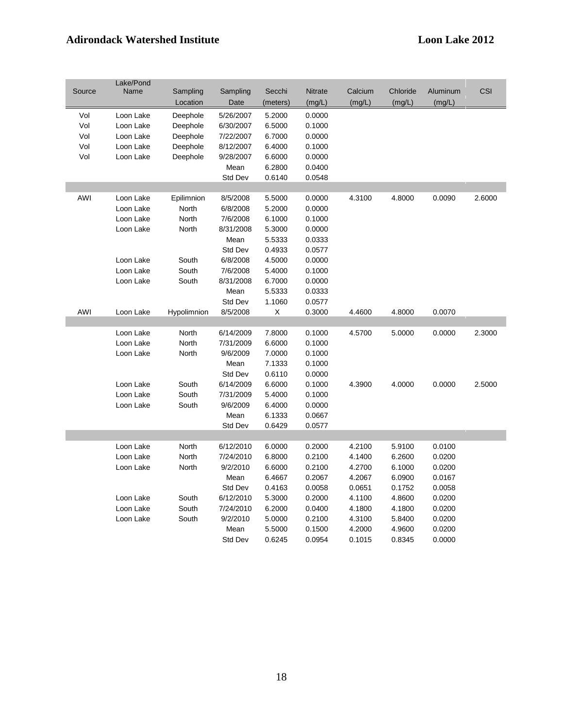| Source | Lake/Pond Name | Sampling Location | Sampling Date | Secchi (meters) | Nitrate (mg/L) | Calcium (mg/L) | Chloride (mg/L) | Aluminum (mg/L) | CSI |
|---|---|---|---|---|---|---|---|---|---|
| Vol | Loon Lake | Deephole | 5/26/2007 | 5.2000 | 0.0000 | | | | |
| Vol | Loon Lake | Deephole | 6/30/2007 | 6.5000 | 0.1000 | | | | |
| Vol | Loon Lake | Deephole | 7/22/2007 | 6.7000 | 0.0000 | | | | |
| Vol | Loon Lake | Deephole | 8/12/2007 | 6.4000 | 0.1000 | | | | |
| Vol | Loon Lake | Deephole | 9/28/2007 | 6.6000 | 0.0000 | | | | |
| | | | Mean | 6.2800 | 0.0400 | | | | |
| | | | Std Dev | 0.6140 | 0.0548 | | | | |
| | | | | | | | | | |
| AWI | Loon Lake | Epilimnion | 8/5/2008 | 5.5000 | 0.0000 | 4.3100 | 4.8000 | 0.0090 | 2.6000 |
| | Loon Lake | North | 6/8/2008 | 5.2000 | 0.0000 | | | | |
| | Loon Lake | North | 7/6/2008 | 6.1000 | 0.1000 | | | | |
| | Loon Lake | North | 8/31/2008 | 5.3000 | 0.0000 | | | | |
| | | | Mean | 5.5333 | 0.0333 | | | | |
| | | | Std Dev | 0.4933 | 0.0577 | | | | |
| | Loon Lake | South | 6/8/2008 | 4.5000 | 0.0000 | | | | |
| | Loon Lake | South | 7/6/2008 | 5.4000 | 0.1000 | | | | |
| | Loon Lake | South | 8/31/2008 | 6.7000 | 0.0000 | | | | |
| | | | Mean | 5.5333 | 0.0333 | | | | |
| | | | Std Dev | 1.1060 | 0.0577 | | | | |
| AWI | Loon Lake | Hypolimnion | 8/5/2008 | X | 0.3000 | 4.4600 | 4.8000 | 0.0070 | |
| | | | | | | | | | |
| | Loon Lake | North | 6/14/2009 | 7.8000 | 0.1000 | 4.5700 | 5.0000 | 0.0000 | 2.3000 |
| | Loon Lake | North | 7/31/2009 | 6.6000 | 0.1000 | | | | |
| | Loon Lake | North | 9/6/2009 | 7.0000 | 0.1000 | | | | |
| | | | Mean | 7.1333 | 0.1000 | | | | |
| | | | Std Dev | 0.6110 | 0.0000 | | | | |
| | Loon Lake | South | 6/14/2009 | 6.6000 | 0.1000 | 4.3900 | 4.0000 | 0.0000 | 2.5000 |
| | Loon Lake | South | 7/31/2009 | 5.4000 | 0.1000 | | | | |
| | Loon Lake | South | 9/6/2009 | 6.4000 | 0.0000 | | | | |
| | | | Mean | 6.1333 | 0.0667 | | | | |
| | | | Std Dev | 0.6429 | 0.0577 | | | | |
| | | | | | | | | | |
| | Loon Lake | North | 6/12/2010 | 6.0000 | 0.2000 | 4.2100 | 5.9100 | 0.0100 | |
| | Loon Lake | North | 7/24/2010 | 6.8000 | 0.2100 | 4.1400 | 6.2600 | 0.0200 | |
| | Loon Lake | North | 9/2/2010 | 6.6000 | 0.2100 | 4.2700 | 6.1000 | 0.0200 | |
| | | | Mean | 6.4667 | 0.2067 | 4.2067 | 6.0900 | 0.0167 | |
| | | | Std Dev | 0.4163 | 0.0058 | 0.0651 | 0.1752 | 0.0058 | |
| | Loon Lake | South | 6/12/2010 | 5.3000 | 0.2000 | 4.1100 | 4.8600 | 0.0200 | |
| | Loon Lake | South | 7/24/2010 | 6.2000 | 0.0400 | 4.1800 | 4.1800 | 0.0200 | |
| | Loon Lake | South | 9/2/2010 | 5.0000 | 0.2100 | 4.3100 | 5.8400 | 0.0200 | |
| | | | Mean | 5.5000 | 0.1500 | 4.2000 | 4.9600 | 0.0200 | |
| | | | Std Dev | 0.6245 | 0.0954 | 0.1015 | 0.8345 | 0.0000 | |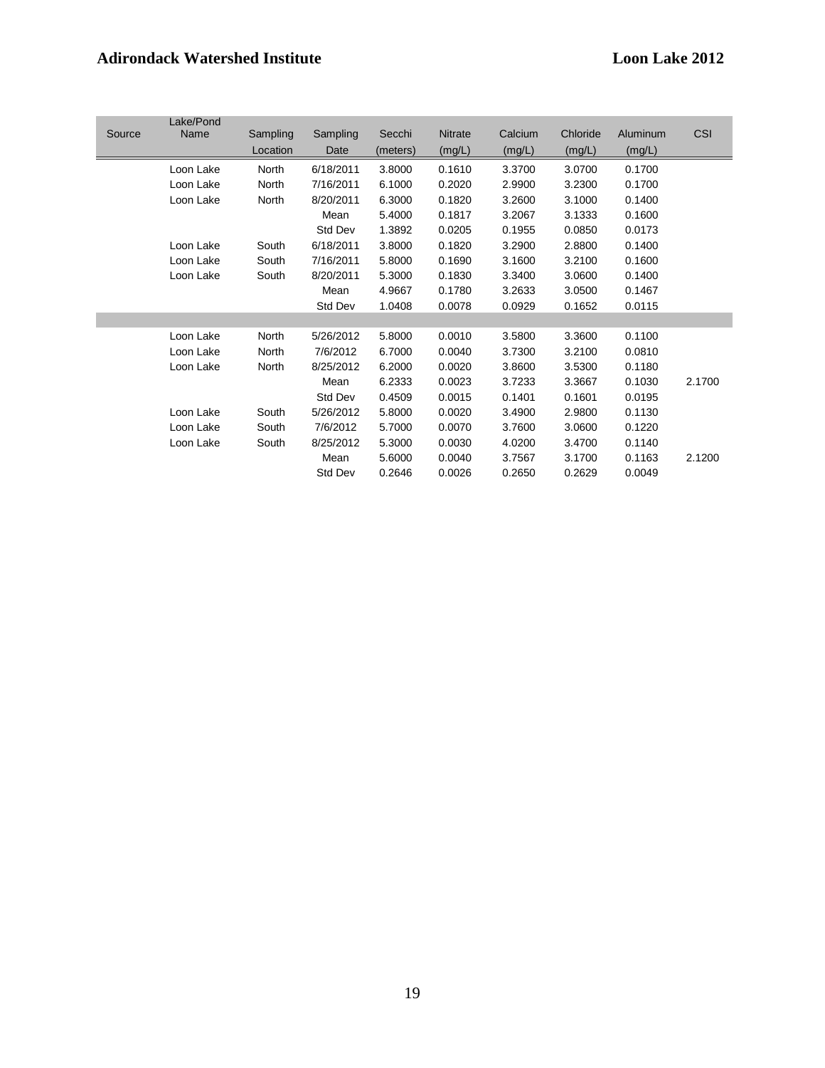| Source | Lake/Pond Name | Sampling Location | Sampling Date | Secchi (meters) | Nitrate (mg/L) | Calcium (mg/L) | Chloride (mg/L) | Aluminum (mg/L) | CSI |
|---|---|---|---|---|---|---|---|---|---|
| | Loon Lake | North | 6/18/2011 | 3.8000 | 0.1610 | 3.3700 | 3.0700 | 0.1700 | |
| | Loon Lake | North | 7/16/2011 | 6.1000 | 0.2020 | 2.9900 | 3.2300 | 0.1700 | |
| | Loon Lake | North | 8/20/2011 | 6.3000 | 0.1820 | 3.2600 | 3.1000 | 0.1400 | |
| | | | Mean | 5.4000 | 0.1817 | 3.2067 | 3.1333 | 0.1600 | |
| | | | Std Dev | 1.3892 | 0.0205 | 0.1955 | 0.0850 | 0.0173 | |
| | Loon Lake | South | 6/18/2011 | 3.8000 | 0.1820 | 3.2900 | 2.8800 | 0.1400 | |
| | Loon Lake | South | 7/16/2011 | 5.8000 | 0.1690 | 3.1600 | 3.2100 | 0.1600 | |
| | Loon Lake | South | 8/20/2011 | 5.3000 | 0.1830 | 3.3400 | 3.0600 | 0.1400 | |
| | | | Mean | 4.9667 | 0.1780 | 3.2633 | 3.0500 | 0.1467 | |
| | | | Std Dev | 1.0408 | 0.0078 | 0.0929 | 0.1652 | 0.0115 | |
| | | | | | | | | | |
| | Loon Lake | North | 5/26/2012 | 5.8000 | 0.0010 | 3.5800 | 3.3600 | 0.1100 | |
| | Loon Lake | North | 7/6/2012 | 6.7000 | 0.0040 | 3.7300 | 3.2100 | 0.0810 | |
| | Loon Lake | North | 8/25/2012 | 6.2000 | 0.0020 | 3.8600 | 3.5300 | 0.1180 | |
| | | | Mean | 6.2333 | 0.0023 | 3.7233 | 3.3667 | 0.1030 | 2.1700 |
| | | | Std Dev | 0.4509 | 0.0015 | 0.1401 | 0.1601 | 0.0195 | |
| | Loon Lake | South | 5/26/2012 | 5.8000 | 0.0020 | 3.4900 | 2.9800 | 0.1130 | |
| | Loon Lake | South | 7/6/2012 | 5.7000 | 0.0070 | 3.7600 | 3.0600 | 0.1220 | |
| | Loon Lake | South | 8/25/2012 | 5.3000 | 0.0030 | 4.0200 | 3.4700 | 0.1140 | |
| | | | Mean | 5.6000 | 0.0040 | 3.7567 | 3.1700 | 0.1163 | 2.1200 |
| | | | Std Dev | 0.2646 | 0.0026 | 0.2650 | 0.2629 | 0.0049 | |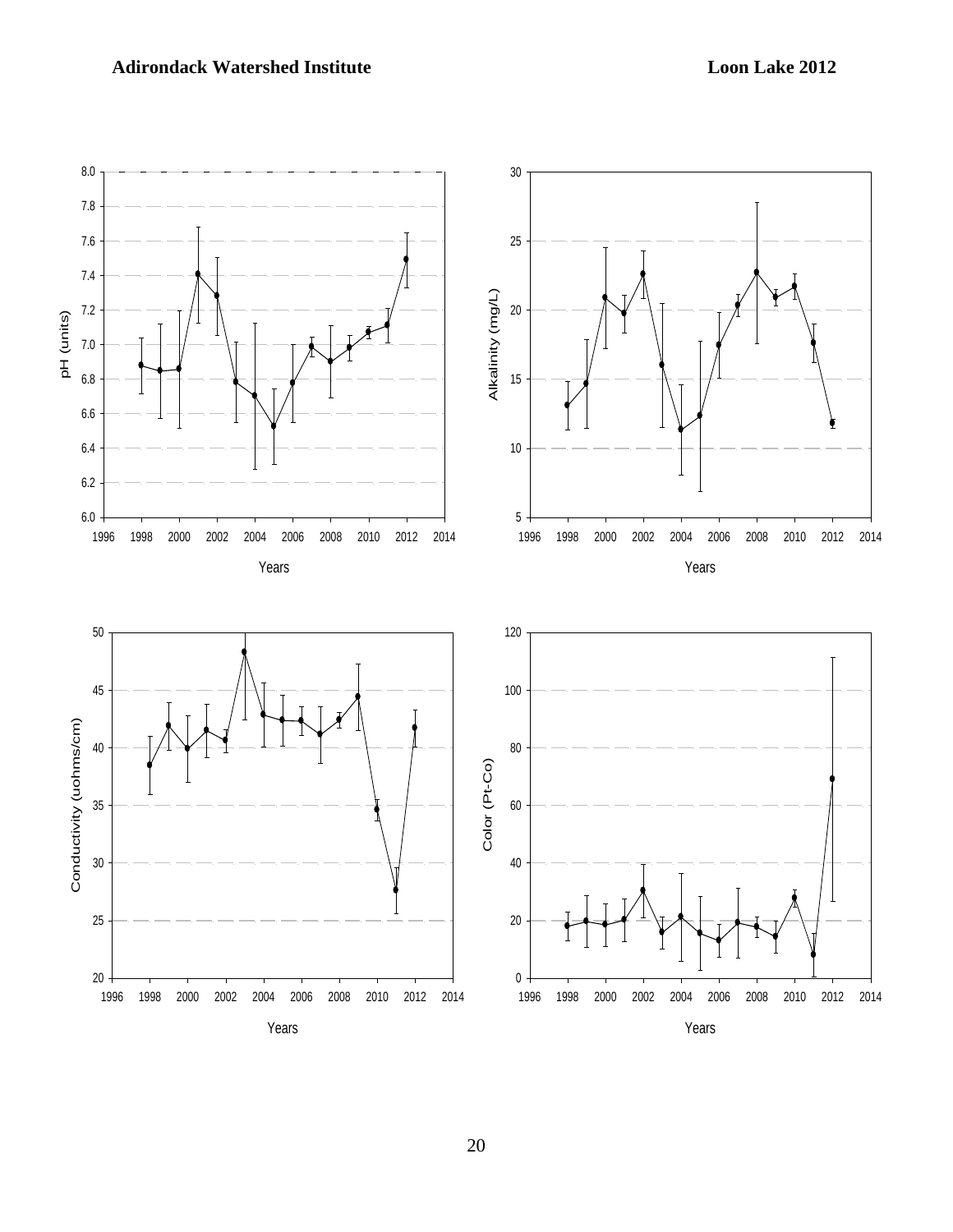pH (units)

Years

Alkalinity (mg/L)

Years

Conductivity (uohms/cm)

Years

Color (Pt-Co)

Years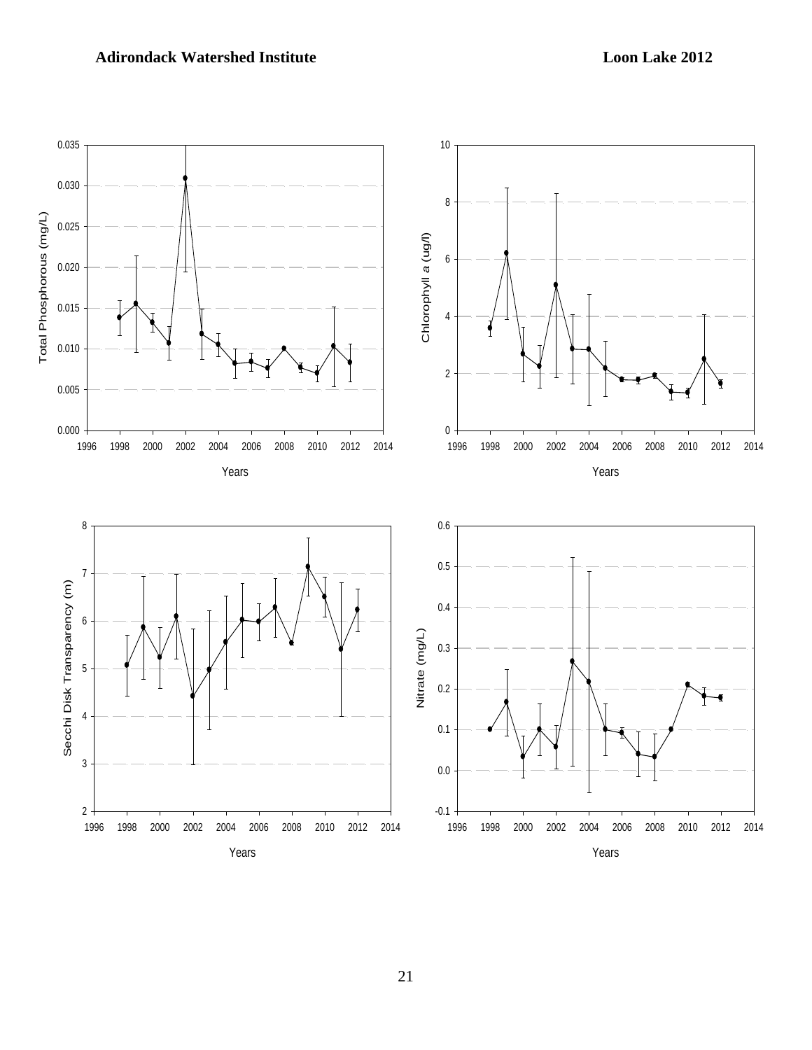Total Phosphorous (mg/L)

Years

Chlorophyll *a* (ug/l)

Years

Secchi Disk Transparency (m)

Years

Nitrate (mg/L)

Years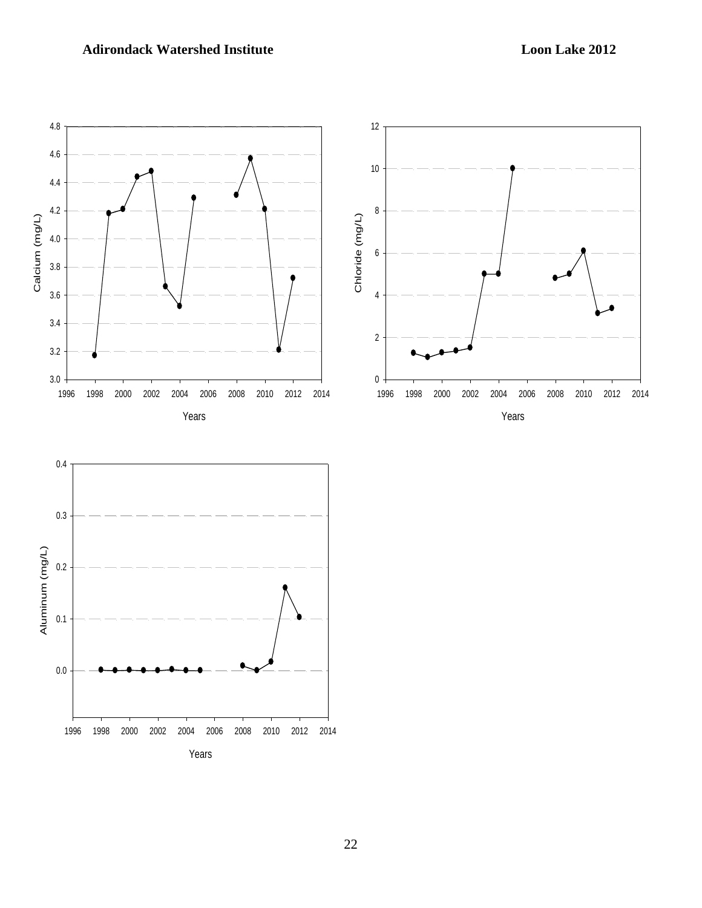Calcium (mg/L)

4.8
4.6
4.4
4.2
4.0
3.8
3.6
3.4
3.2
3.0

1996 1998 2000 2002 2004 2006 2008 2010 2012 2014

Years

Chloride (mg/L)

12
10
8
6
4
2
0

1996 1998 2000 2002 2004 2006 2008 2010 2012 2014

Years

Aluminum (mg/L)

0.4
0.3
0.2
0.1
0.0

1996 1998 2000 2002 2004 2006 2008 2010 2012 2014

Years